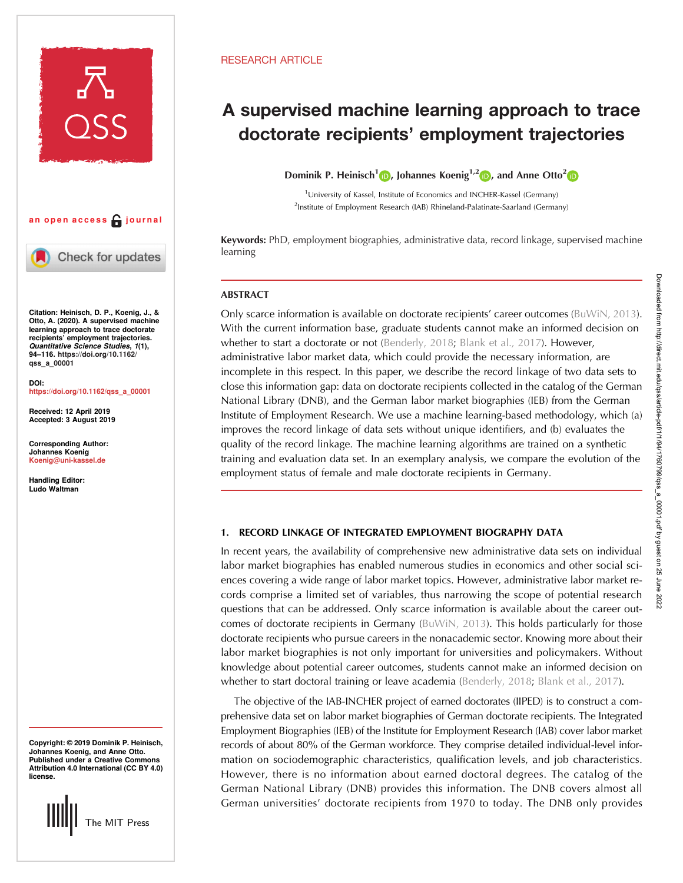RESEARCH ARTICLE

# A supervised machine learning approach to trace doctorate recipients' employment trajectories

Dominik P. Heinisch[1], Johannes Koenig[1,2], and Anne Otto[2]

[1]University of Kassel, Institute of Economics and INCHER-Kassel (Germany)
[2]Institute of Employment Research (IAB) Rhineland-Palatinate-Saarland (Germany)

an open access journal

**Keywords:** PhD, employment biographies, administrative data, record linkage, supervised machine learning

**Citation:** Heinisch, D. P., Koenig, J., & Otto, A. (2020). A supervised machine learning approach to trace doctorate recipients' employment trajectories. *Quantitative Science Studies*, 1(1), 94–116. https://doi.org/10.1162/qss_a_00001

**DOI:** https://doi.org/10.1162/qss_a_00001

**Received:** 12 April 2019
**Accepted:** 3 August 2019

**Corresponding Author:** Johannes Koenig Koenig@uni-kassel.de

**Handling Editor:** Ludo Waltman

**Copyright:** © 2019 Dominik P. Heinisch, Johannes Koenig, and Anne Otto. Published under a Creative Commons Attribution 4.0 International (CC BY 4.0) license.

## ABSTRACT

Only scarce information is available on doctorate recipients' career outcomes (BuWiN, 2013). With the current information base, graduate students cannot make an informed decision on whether to start a doctorate or not (Benderly, 2018; Blank et al., 2017). However, administrative labor market data, which could provide the necessary information, are incomplete in this respect. In this paper, we describe the record linkage of two data sets to close this information gap: data on doctorate recipients collected in the catalog of the German National Library (DNB), and the German labor market biographies (IEB) from the German Institute of Employment Research. We use a machine learning-based methodology, which (a) improves the record linkage of data sets without unique identifiers, and (b) evaluates the quality of the record linkage. The machine learning algorithms are trained on a synthetic training and evaluation data set. In an exemplary analysis, we compare the evolution of the employment status of female and male doctorate recipients in Germany.

## 1. RECORD LINKAGE OF INTEGRATED EMPLOYMENT BIOGRAPHY DATA

In recent years, the availability of comprehensive new administrative data sets on individual labor market biographies has enabled numerous studies in economics and other social sciences covering a wide range of labor market topics. However, administrative labor market records comprise a limited set of variables, thus narrowing the scope of potential research questions that can be addressed. Only scarce information is available about the career outcomes of doctorate recipients in Germany (BuWiN, 2013). This holds particularly for those doctorate recipients who pursue careers in the nonacademic sector. Knowing more about their labor market biographies is not only important for universities and policymakers. Without knowledge about potential career outcomes, students cannot make an informed decision on whether to start doctoral training or leave academia (Benderly, 2018; Blank et al., 2017).

The objective of the IAB-INCHER project of earned doctorates (IIPED) is to construct a comprehensive data set on labor market biographies of German doctorate recipients. The Integrated Employment Biographies (IEB) of the Institute for Employment Research (IAB) cover labor market records of about 80% of the German workforce. They comprise detailed individual-level information on sociodemographic characteristics, qualification levels, and job characteristics. However, there is no information about earned doctoral degrees. The catalog of the German National Library (DNB) provides this information. The DNB covers almost all German universities' doctorate recipients from 1970 to today. The DNB only provides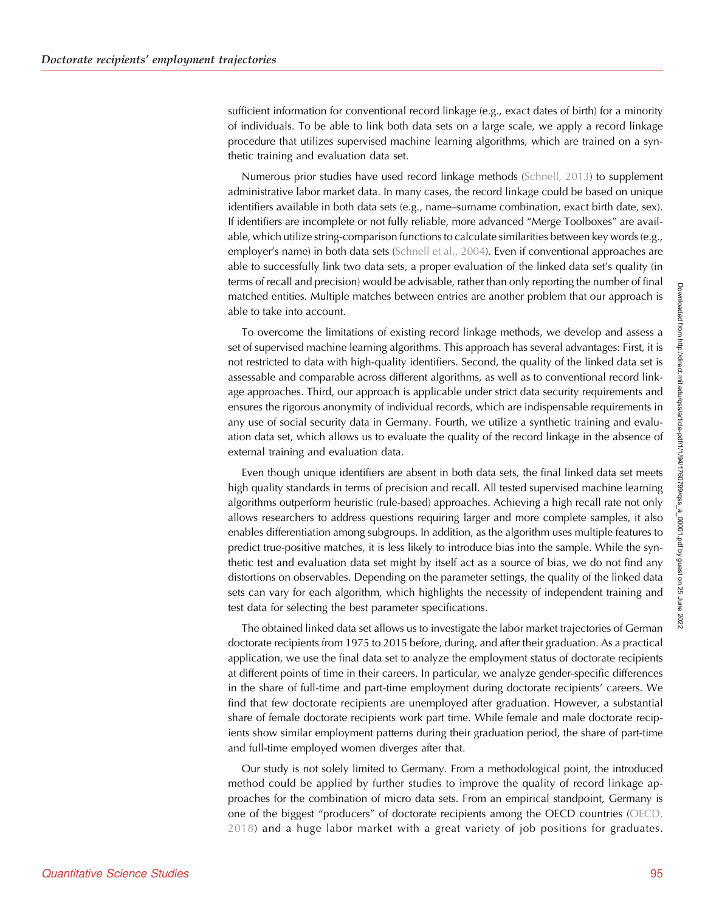sufficient information for conventional record linkage (e.g., exact dates of birth) for a minority of individuals. To be able to link both data sets on a large scale, we apply a record linkage procedure that utilizes supervised machine learning algorithms, which are trained on a synthetic training and evaluation data set.

Numerous prior studies have used record linkage methods (Schnell, 2013) to supplement administrative labor market data. In many cases, the record linkage could be based on unique identifiers available in both data sets (e.g., name–surname combination, exact birth date, sex). If identifiers are incomplete or not fully reliable, more advanced "Merge Toolboxes" are available, which utilize string-comparison functions to calculate similarities between key words (e.g., employer's name) in both data sets (Schnell et al., 2004). Even if conventional approaches are able to successfully link two data sets, a proper evaluation of the linked data set's quality (in terms of recall and precision) would be advisable, rather than only reporting the number of final matched entities. Multiple matches between entries are another problem that our approach is able to take into account.

To overcome the limitations of existing record linkage methods, we develop and assess a set of supervised machine learning algorithms. This approach has several advantages: First, it is not restricted to data with high-quality identifiers. Second, the quality of the linked data set is assessable and comparable across different algorithms, as well as to conventional record linkage approaches. Third, our approach is applicable under strict data security requirements and ensures the rigorous anonymity of individual records, which are indispensable requirements in any use of social security data in Germany. Fourth, we utilize a synthetic training and evaluation data set, which allows us to evaluate the quality of the record linkage in the absence of external training and evaluation data.

Even though unique identifiers are absent in both data sets, the final linked data set meets high quality standards in terms of precision and recall. All tested supervised machine learning algorithms outperform heuristic (rule-based) approaches. Achieving a high recall rate not only allows researchers to address questions requiring larger and more complete samples, it also enables differentiation among subgroups. In addition, as the algorithm uses multiple features to predict true-positive matches, it is less likely to introduce bias into the sample. While the synthetic test and evaluation data set might by itself act as a source of bias, we do not find any distortions on observables. Depending on the parameter settings, the quality of the linked data sets can vary for each algorithm, which highlights the necessity of independent training and test data for selecting the best parameter specifications.

The obtained linked data set allows us to investigate the labor market trajectories of German doctorate recipients from 1975 to 2015 before, during, and after their graduation. As a practical application, we use the final data set to analyze the employment status of doctorate recipients at different points of time in their careers. In particular, we analyze gender-specific differences in the share of full-time and part-time employment during doctorate recipients' careers. We find that few doctorate recipients are unemployed after graduation. However, a substantial share of female doctorate recipients work part time. While female and male doctorate recipients show similar employment patterns during their graduation period, the share of part-time and full-time employed women diverges after that.

Our study is not solely limited to Germany. From a methodological point, the introduced method could be applied by further studies to improve the quality of record linkage approaches for the combination of micro data sets. From an empirical standpoint, Germany is one of the biggest "producers" of doctorate recipients among the OECD countries (OECD, 2018) and a huge labor market with a great variety of job positions for graduates.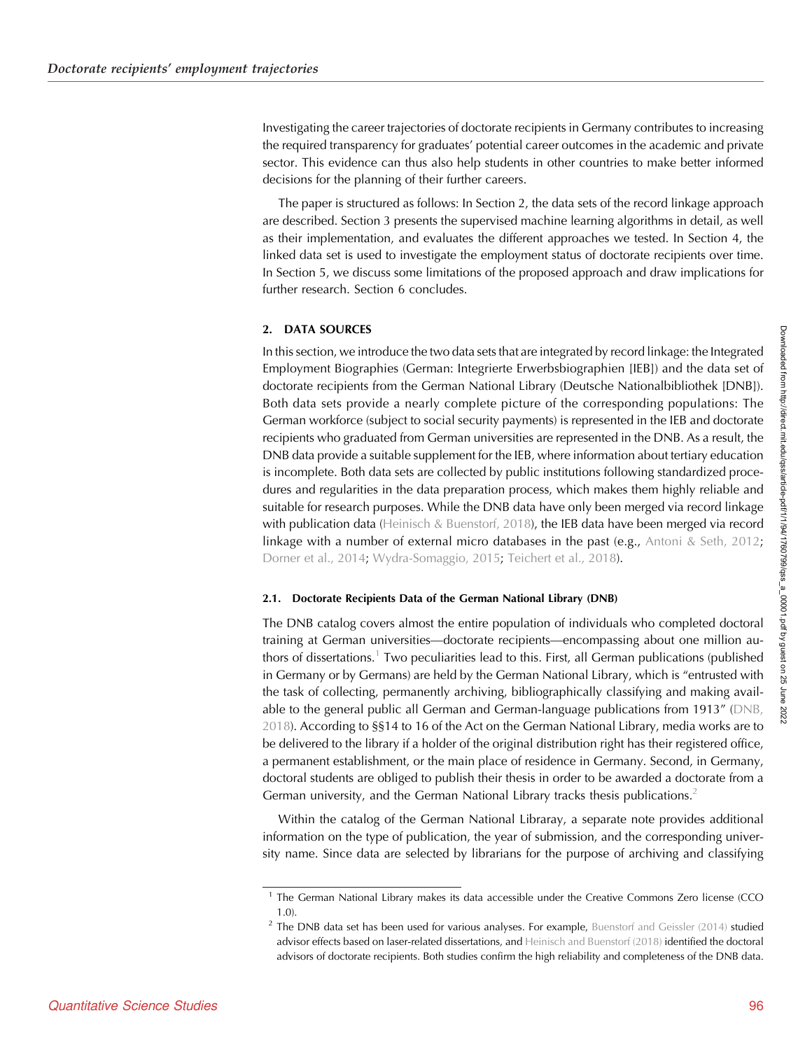Investigating the career trajectories of doctorate recipients in Germany contributes to increasing the required transparency for graduates' potential career outcomes in the academic and private sector. This evidence can thus also help students in other countries to make better informed decisions for the planning of their further careers.

The paper is structured as follows: In Section 2, the data sets of the record linkage approach are described. Section 3 presents the supervised machine learning algorithms in detail, as well as their implementation, and evaluates the different approaches we tested. In Section 4, the linked data set is used to investigate the employment status of doctorate recipients over time. In Section 5, we discuss some limitations of the proposed approach and draw implications for further research. Section 6 concludes.

## 2. DATA SOURCES

In this section, we introduce the two data sets that are integrated by record linkage: the Integrated Employment Biographies (German: Integrierte Erwerbsbiographien [IEB]) and the data set of doctorate recipients from the German National Library (Deutsche Nationalbibliothek [DNB]). Both data sets provide a nearly complete picture of the corresponding populations: The German workforce (subject to social security payments) is represented in the IEB and doctorate recipients who graduated from German universities are represented in the DNB. As a result, the DNB data provide a suitable supplement for the IEB, where information about tertiary education is incomplete. Both data sets are collected by public institutions following standardized procedures and regularities in the data preparation process, which makes them highly reliable and suitable for research purposes. While the DNB data have only been merged via record linkage with publication data (Heinisch & Buenstorf, 2018), the IEB data have been merged via record linkage with a number of external micro databases in the past (e.g., Antoni & Seth, 2012; Dorner et al., 2014; Wydra-Somaggio, 2015; Teichert et al., 2018).

### 2.1. Doctorate Recipients Data of the German National Library (DNB)

The DNB catalog covers almost the entire population of individuals who completed doctoral training at German universities—doctorate recipients—encompassing about one million authors of dissertations.[1] Two peculiarities lead to this. First, all German publications (published in Germany or by Germans) are held by the German National Library, which is "entrusted with the task of collecting, permanently archiving, bibliographically classifying and making available to the general public all German and German-language publications from 1913" (DNB, 2018). According to §§14 to 16 of the Act on the German National Library, media works are to be delivered to the library if a holder of the original distribution right has their registered office, a permanent establishment, or the main place of residence in Germany. Second, in Germany, doctoral students are obliged to publish their thesis in order to be awarded a doctorate from a German university, and the German National Library tracks thesis publications.[2]

Within the catalog of the German National Libraray, a separate note provides additional information on the type of publication, the year of submission, and the corresponding university name. Since data are selected by librarians for the purpose of archiving and classifying

---

[1] The German National Library makes its data accessible under the Creative Commons Zero license (CC0 1.0).

[2] The DNB data set has been used for various analyses. For example, Buenstorf and Geissler (2014) studied advisor effects based on laser-related dissertations, and Heinisch and Buenstorf (2018) identified the doctoral advisors of doctorate recipients. Both studies confirm the high reliability and completeness of the DNB data.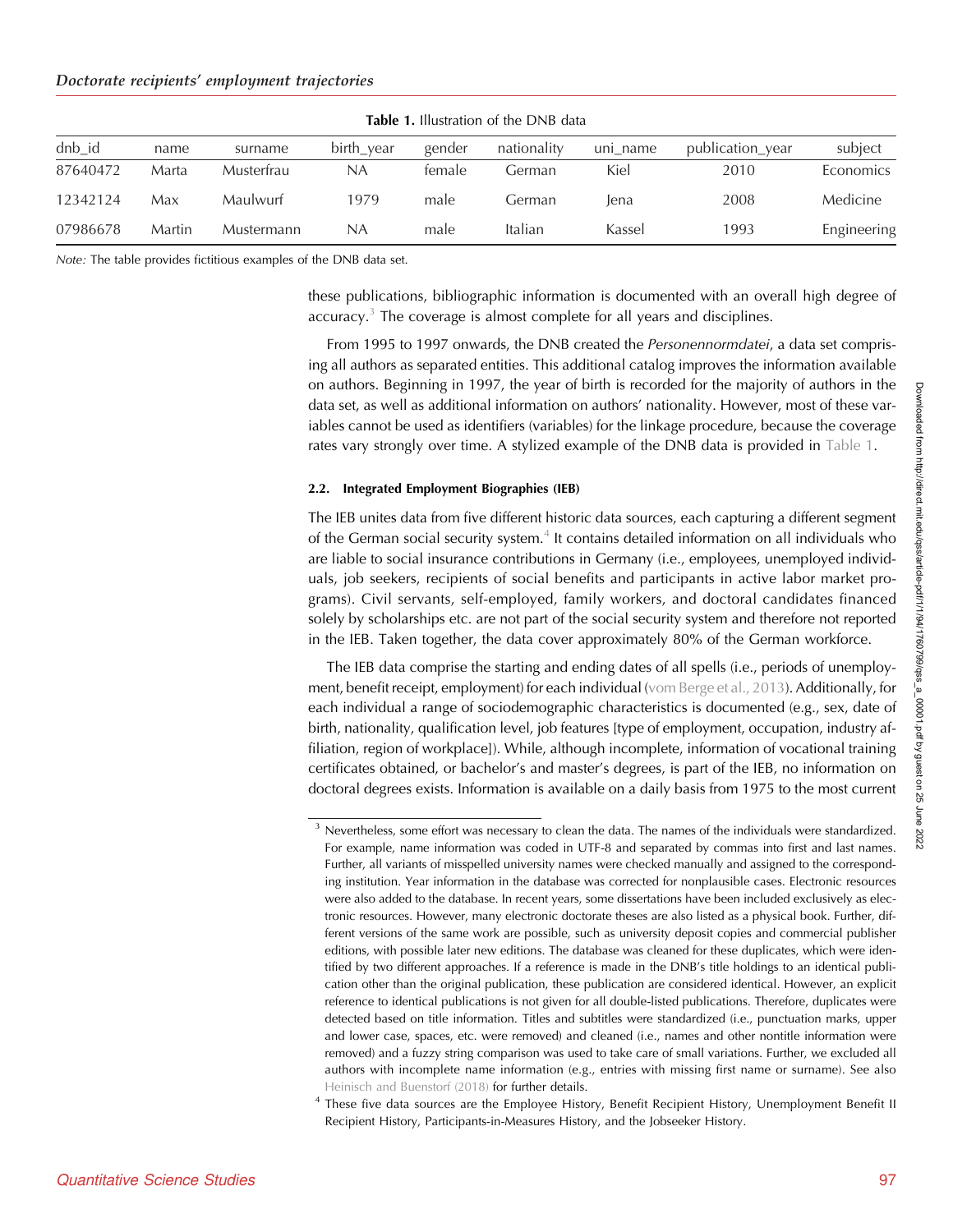**Table 1.** Illustration of the DNB data

| dnb_id | name | surname | birth_year | gender | nationality | uni_name | publication_year | subject |
|---|---|---|---|---|---|---|---|---|
| 87640472 | Marta | Musterfrau | NA | female | German | Kiel | 2010 | Economics |
| 12342124 | Max | Maulwurf | 1979 | male | German | Jena | 2008 | Medicine |
| 07986678 | Martin | Mustermann | NA | male | Italian | Kassel | 1993 | Engineering |

*Note:* The table provides fictitious examples of the DNB data set.

these publications, bibliographic information is documented with an overall high degree of accuracy.[3] The coverage is almost complete for all years and disciplines.

From 1995 to 1997 onwards, the DNB created the *Personennormdatei*, a data set comprising all authors as separated entities. This additional catalog improves the information available on authors. Beginning in 1997, the year of birth is recorded for the majority of authors in the data set, as well as additional information on authors' nationality. However, most of these variables cannot be used as identifiers (variables) for the linkage procedure, because the coverage rates vary strongly over time. A stylized example of the DNB data is provided in Table 1.

### 2.2. Integrated Employment Biographies (IEB)

The IEB unites data from five different historic data sources, each capturing a different segment of the German social security system.[4] It contains detailed information on all individuals who are liable to social insurance contributions in Germany (i.e., employees, unemployed individuals, job seekers, recipients of social benefits and participants in active labor market programs). Civil servants, self-employed, family workers, and doctoral candidates financed solely by scholarships etc. are not part of the social security system and therefore not reported in the IEB. Taken together, the data cover approximately 80% of the German workforce.

The IEB data comprise the starting and ending dates of all spells (i.e., periods of unemployment, benefit receipt, employment) for each individual (vom Berge et al., 2013). Additionally, for each individual a range of sociodemographic characteristics is documented (e.g., sex, date of birth, nationality, qualification level, job features [type of employment, occupation, industry affiliation, region of workplace]). While, although incomplete, information of vocational training certificates obtained, or bachelor's and master's degrees, is part of the IEB, no information on doctoral degrees exists. Information is available on a daily basis from 1975 to the most current

[3] Nevertheless, some effort was necessary to clean the data. The names of the individuals were standardized. For example, name information was coded in UTF-8 and separated by commas into first and last names. Further, all variants of misspelled university names were checked manually and assigned to the corresponding institution. Year information in the database was corrected for nonplausible cases. Electronic resources were also added to the database. In recent years, some dissertations have been included exclusively as electronic resources. However, many electronic doctorate theses are also listed as a physical book. Further, different versions of the same work are possible, such as university deposit copies and commercial publisher editions, with possible later new editions. The database was cleaned for these duplicates, which were identified by two different approaches. If a reference is made in the DNB's title holdings to an identical publication other than the original publication, these publication are considered identical. However, an explicit reference to identical publications is not given for all double-listed publications. Therefore, duplicates were detected based on title information. Titles and subtitles were standardized (i.e., punctuation marks, upper and lower case, spaces, etc. were removed) and cleaned (i.e., names and other nontitle information were removed) and a fuzzy string comparison was used to take care of small variations. Further, we excluded all authors with incomplete name information (e.g., entries with missing first name or surname). See also Heinisch and Buenstorf (2018) for further details.

[4] These five data sources are the Employee History, Benefit Recipient History, Unemployment Benefit II Recipient History, Participants-in-Measures History, and the Jobseeker History.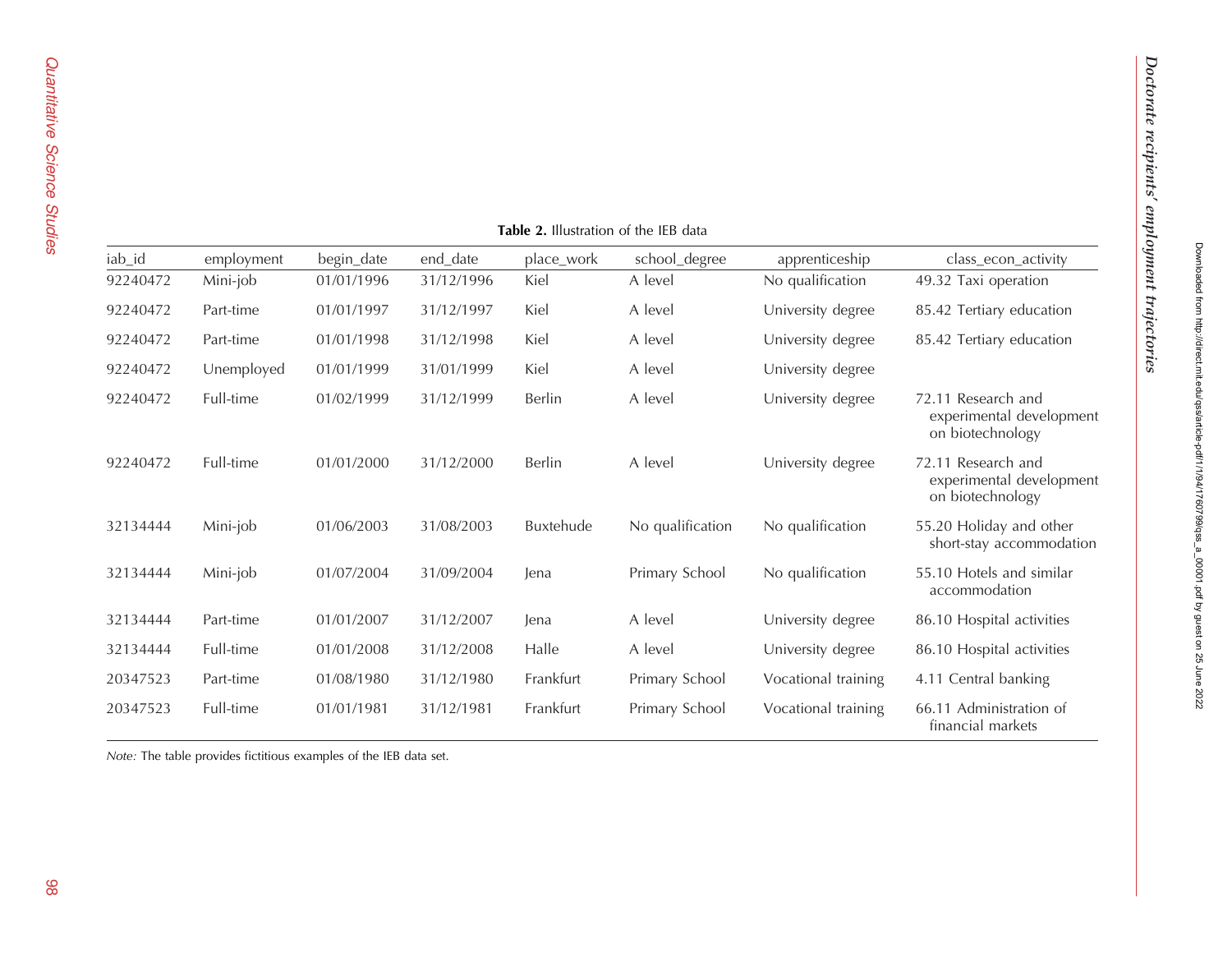**Table 2.** Illustration of the IEB data

| iab_id | employment | begin_date | end_date | place_work | school_degree | apprenticeship | class_econ_activity |
|---|---|---|---|---|---|---|---|
| 92240472 | Mini-job | 01/01/1996 | 31/12/1996 | Kiel | A level | No qualification | 49.32 Taxi operation |
| 92240472 | Part-time | 01/01/1997 | 31/12/1997 | Kiel | A level | University degree | 85.42 Tertiary education |
| 92240472 | Part-time | 01/01/1998 | 31/12/1998 | Kiel | A level | University degree | 85.42 Tertiary education |
| 92240472 | Unemployed | 01/01/1999 | 31/01/1999 | Kiel | A level | University degree | |
| 92240472 | Full-time | 01/02/1999 | 31/12/1999 | Berlin | A level | University degree | 72.11 Research and experimental development on biotechnology |
| 92240472 | Full-time | 01/01/2000 | 31/12/2000 | Berlin | A level | University degree | 72.11 Research and experimental development on biotechnology |
| 32134444 | Mini-job | 01/06/2003 | 31/08/2003 | Buxtehude | No qualification | No qualification | 55.20 Holiday and other short-stay accommodation |
| 32134444 | Mini-job | 01/07/2004 | 31/09/2004 | Jena | Primary School | No qualification | 55.10 Hotels and similar accommodation |
| 32134444 | Part-time | 01/01/2007 | 31/12/2007 | Jena | A level | University degree | 86.10 Hospital activities |
| 32134444 | Full-time | 01/01/2008 | 31/12/2008 | Halle | A level | University degree | 86.10 Hospital activities |
| 20347523 | Part-time | 01/08/1980 | 31/12/1980 | Frankfurt | Primary School | Vocational training | 4.11 Central banking |
| 20347523 | Full-time | 01/01/1981 | 31/12/1981 | Frankfurt | Primary School | Vocational training | 66.11 Administration of financial markets |

*Note:* The table provides fictitious examples of the IEB data set.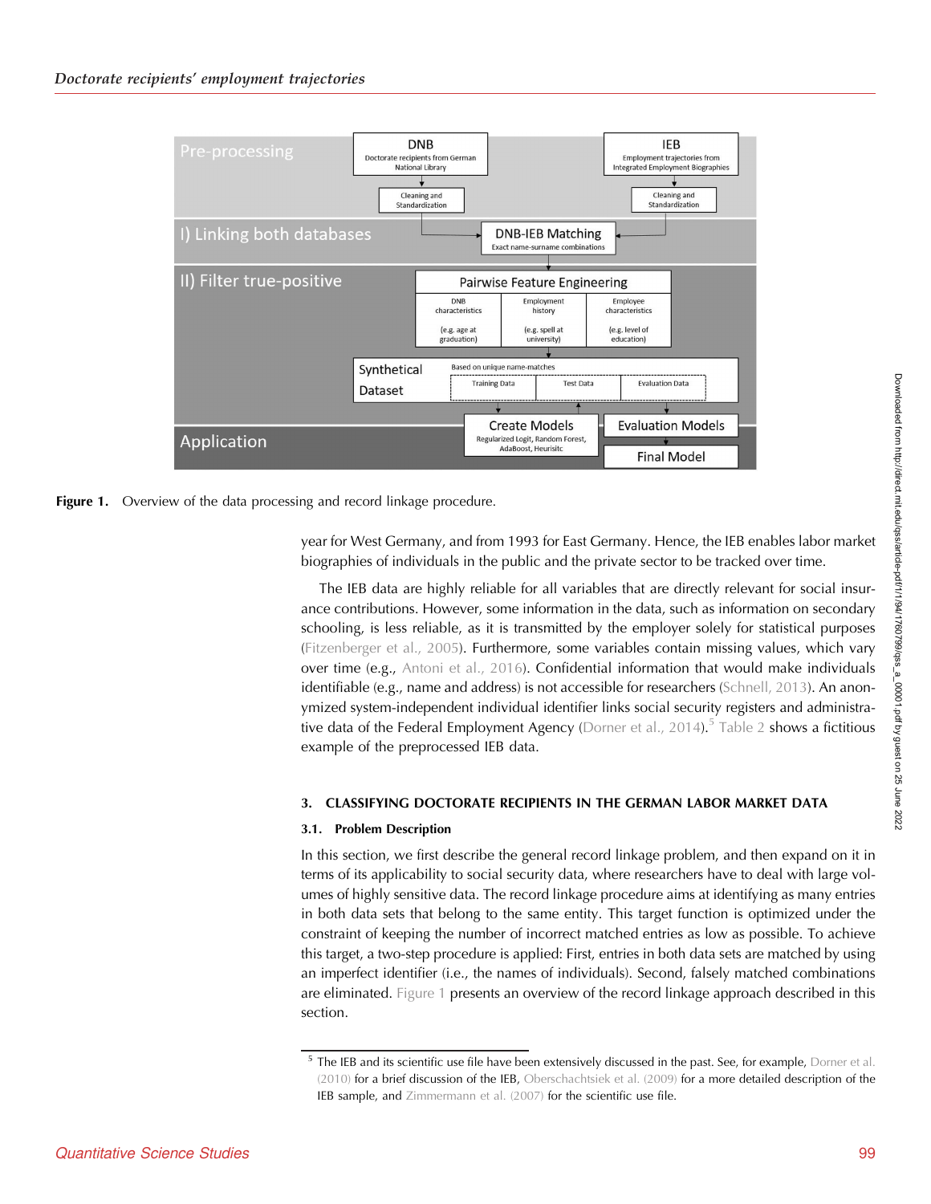Figure 1. Overview of the data processing and record linkage procedure.

year for West Germany, and from 1993 for East Germany. Hence, the IEB enables labor market biographies of individuals in the public and the private sector to be tracked over time.

The IEB data are highly reliable for all variables that are directly relevant for social insurance contributions. However, some information in the data, such as information on secondary schooling, is less reliable, as it is transmitted by the employer solely for statistical purposes (Fitzenberger et al., 2005). Furthermore, some variables contain missing values, which vary over time (e.g., Antoni et al., 2016). Confidential information that would make individuals identifiable (e.g., name and address) is not accessible for researchers (Schnell, 2013). An anonymized system-independent individual identifier links social security registers and administrative data of the Federal Employment Agency (Dorner et al., 2014).[5] Table 2 shows a fictitious example of the preprocessed IEB data.

## 3. CLASSIFYING DOCTORATE RECIPIENTS IN THE GERMAN LABOR MARKET DATA

### 3.1. Problem Description

In this section, we first describe the general record linkage problem, and then expand on it in terms of its applicability to social security data, where researchers have to deal with large volumes of highly sensitive data. The record linkage procedure aims at identifying as many entries in both data sets that belong to the same entity. This target function is optimized under the constraint of keeping the number of incorrect matched entries as low as possible. To achieve this target, a two-step procedure is applied: First, entries in both data sets are matched by using an imperfect identifier (i.e., the names of individuals). Second, falsely matched combinations are eliminated. Figure 1 presents an overview of the record linkage approach described in this section.

[5] The IEB and its scientific use file have been extensively discussed in the past. See, for example, Dorner et al. (2010) for a brief discussion of the IEB, Oberschachtsiek et al. (2009) for a more detailed description of the IEB sample, and Zimmermann et al. (2007) for the scientific use file.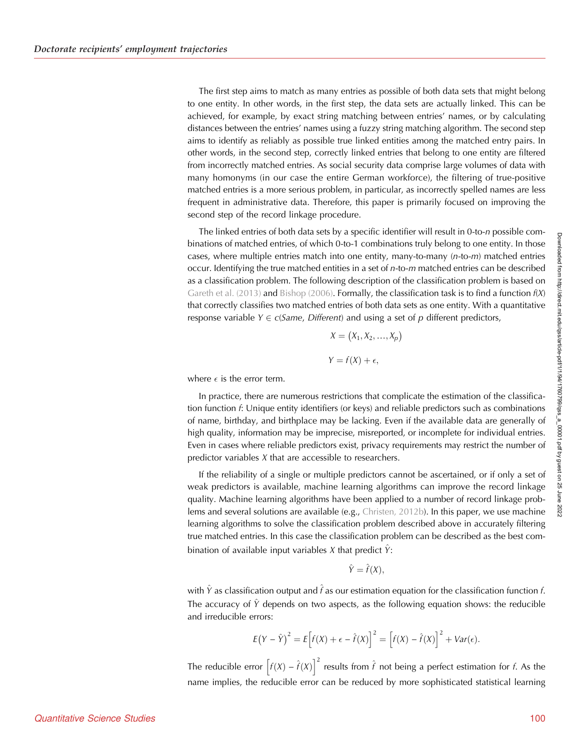The first step aims to match as many entries as possible of both data sets that might belong to one entity. In other words, in the first step, the data sets are actually linked. This can be achieved, for example, by exact string matching between entries' names, or by calculating distances between the entries' names using a fuzzy string matching algorithm. The second step aims to identify as reliably as possible true linked entities among the matched entry pairs. In other words, in the second step, correctly linked entries that belong to one entity are filtered from incorrectly matched entries. As social security data comprise large volumes of data with many homonyms (in our case the entire German workforce), the filtering of true-positive matched entries is a more serious problem, in particular, as incorrectly spelled names are less frequent in administrative data. Therefore, this paper is primarily focused on improving the second step of the record linkage procedure.

The linked entries of both data sets by a specific identifier will result in 0-to-*n* possible combinations of matched entries, of which 0-to-1 combinations truly belong to one entity. In those cases, where multiple entries match into one entity, many-to-many (*n*-to-*m*) matched entries occur. Identifying the true matched entities in a set of *n*-to-*m* matched entries can be described as a classification problem. The following description of the classification problem is based on Gareth et al. (2013) and Bishop (2006). Formally, the classification task is to find a function $f(X)$ that correctly classifies two matched entries of both data sets as one entity. With a quantitative response variable $Y \in c(Same, Different)$ and using a set of $p$ different predictors,

$$X = (X_1, X_2, \ldots, X_p)$$

$$Y = f(X) + \epsilon,$$

where $\epsilon$ is the error term.

In practice, there are numerous restrictions that complicate the estimation of the classification function $f$: Unique entity identifiers (or keys) and reliable predictors such as combinations of name, birthday, and birthplace may be lacking. Even if the available data are generally of high quality, information may be imprecise, misreported, or incomplete for individual entries. Even in cases where reliable predictors exist, privacy requirements may restrict the number of predictor variables $X$ that are accessible to researchers.

If the reliability of a single or multiple predictors cannot be ascertained, or if only a set of weak predictors is available, machine learning algorithms can improve the record linkage quality. Machine learning algorithms have been applied to a number of record linkage problems and several solutions are available (e.g., Christen, 2012b). In this paper, we use machine learning algorithms to solve the classification problem described above in accurately filtering true matched entries. In this case the classification problem can be described as the best combination of available input variables $X$ that predict $\hat{Y}$:

$$\hat{Y} = \hat{f}(X),$$

with $\hat{Y}$ as classification output and $\hat{f}$ as our estimation equation for the classification function $f$. The accuracy of $\hat{Y}$ depends on two aspects, as the following equation shows: the reducible and irreducible errors:

$$E(Y - \hat{Y})^2 = E\left[f(X) + \epsilon - \hat{f}(X)\right]^2 = \left[f(X) - \hat{f}(X)\right]^2 + Var(\epsilon).$$

The reducible error $\left[f(X) - \hat{f}(X)\right]^2$ results from $\hat{f}$ not being a perfect estimation for $f$. As the name implies, the reducible error can be reduced by more sophisticated statistical learning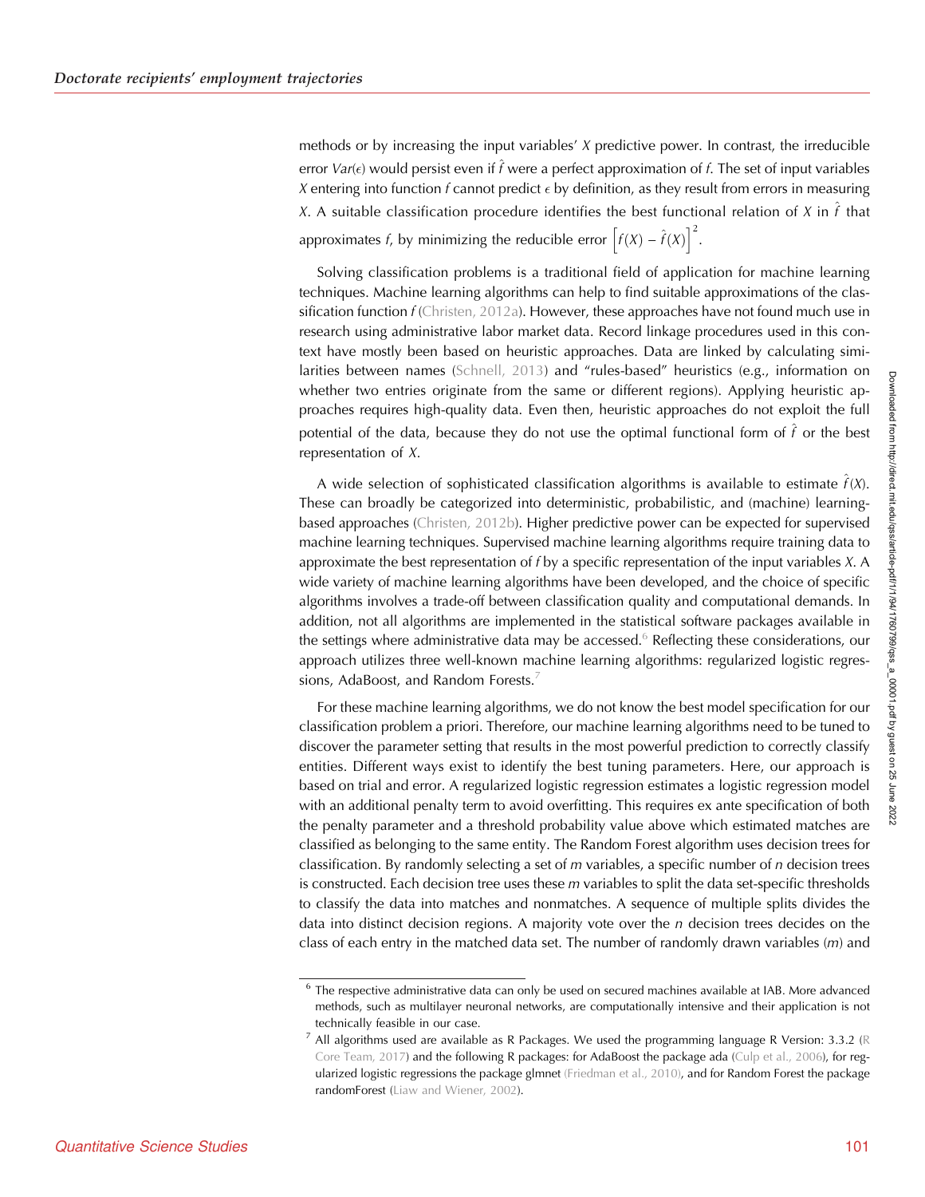methods or by increasing the input variables' $X$ predictive power. In contrast, the irreducible error $Var(\epsilon)$ would persist even if $\hat{f}$ were a perfect approximation of $f$. The set of input variables $X$ entering into function $f$ cannot predict $\epsilon$ by definition, as they result from errors in measuring $X$. A suitable classification procedure identifies the best functional relation of $X$ in $\hat{f}$ that approximates $f$, by minimizing the reducible error $\left[f(X) - \hat{f}(X)\right]^2$.

Solving classification problems is a traditional field of application for machine learning techniques. Machine learning algorithms can help to find suitable approximations of the classification function $f$ (Christen, 2012a). However, these approaches have not found much use in research using administrative labor market data. Record linkage procedures used in this context have mostly been based on heuristic approaches. Data are linked by calculating similarities between names (Schnell, 2013) and "rules-based" heuristics (e.g., information on whether two entries originate from the same or different regions). Applying heuristic approaches requires high-quality data. Even then, heuristic approaches do not exploit the full potential of the data, because they do not use the optimal functional form of $\hat{f}$ or the best representation of $X$.

A wide selection of sophisticated classification algorithms is available to estimate $\hat{f}(X)$. These can broadly be categorized into deterministic, probabilistic, and (machine) learning-based approaches (Christen, 2012b). Higher predictive power can be expected for supervised machine learning techniques. Supervised machine learning algorithms require training data to approximate the best representation of $f$ by a specific representation of the input variables $X$. A wide variety of machine learning algorithms have been developed, and the choice of specific algorithms involves a trade-off between classification quality and computational demands. In addition, not all algorithms are implemented in the statistical software packages available in the settings where administrative data may be accessed.[6] Reflecting these considerations, our approach utilizes three well-known machine learning algorithms: regularized logistic regressions, AdaBoost, and Random Forests.[7]

For these machine learning algorithms, we do not know the best model specification for our classification problem a priori. Therefore, our machine learning algorithms need to be tuned to discover the parameter setting that results in the most powerful prediction to correctly classify entities. Different ways exist to identify the best tuning parameters. Here, our approach is based on trial and error. A regularized logistic regression estimates a logistic regression model with an additional penalty term to avoid overfitting. This requires ex ante specification of both the penalty parameter and a threshold probability value above which estimated matches are classified as belonging to the same entity. The Random Forest algorithm uses decision trees for classification. By randomly selecting a set of $m$ variables, a specific number of $n$ decision trees is constructed. Each decision tree uses these $m$ variables to split the data set-specific thresholds to classify the data into matches and nonmatches. A sequence of multiple splits divides the data into distinct decision regions. A majority vote over the $n$ decision trees decides on the class of each entry in the matched data set. The number of randomly drawn variables ($m$) and

---

[6] The respective administrative data can only be used on secured machines available at IAB. More advanced methods, such as multilayer neuronal networks, are computationally intensive and their application is not technically feasible in our case.

[7] All algorithms used are available as R Packages. We used the programming language R Version: 3.3.2 (R Core Team, 2017) and the following R packages: for AdaBoost the package ada (Culp et al., 2006), for regularized logistic regressions the package glmnet (Friedman et al., 2010), and for Random Forest the package randomForest (Liaw and Wiener, 2002).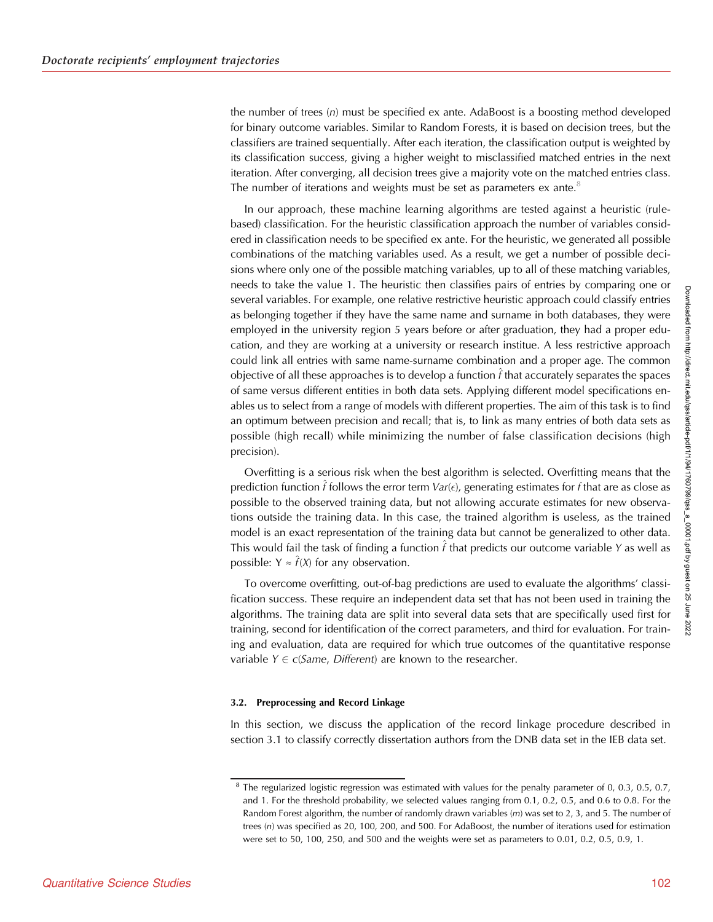the number of trees ($n$) must be specified ex ante. AdaBoost is a boosting method developed for binary outcome variables. Similar to Random Forests, it is based on decision trees, but the classifiers are trained sequentially. After each iteration, the classification output is weighted by its classification success, giving a higher weight to misclassified matched entries in the next iteration. After converging, all decision trees give a majority vote on the matched entries class. The number of iterations and weights must be set as parameters ex ante.[8]

In our approach, these machine learning algorithms are tested against a heuristic (rule-based) classification. For the heuristic classification approach the number of variables considered in classification needs to be specified ex ante. For the heuristic, we generated all possible combinations of the matching variables used. As a result, we get a number of possible decisions where only one of the possible matching variables, up to all of these matching variables, needs to take the value 1. The heuristic then classifies pairs of entries by comparing one or several variables. For example, one relative restrictive heuristic approach could classify entries as belonging together if they have the same name and surname in both databases, they were employed in the university region 5 years before or after graduation, they had a proper education, and they are working at a university or research institue. A less restrictive approach could link all entries with same name-surname combination and a proper age. The common objective of all these approaches is to develop a function $\hat{f}$ that accurately separates the spaces of same versus different entities in both data sets. Applying different model specifications enables us to select from a range of models with different properties. The aim of this task is to find an optimum between precision and recall; that is, to link as many entries of both data sets as possible (high recall) while minimizing the number of false classification decisions (high precision).

Overfitting is a serious risk when the best algorithm is selected. Overfitting means that the prediction function $\hat{f}$ follows the error term $Var(\epsilon)$, generating estimates for $f$ that are as close as possible to the observed training data, but not allowing accurate estimates for new observations outside the training data. In this case, the trained algorithm is useless, as the trained model is an exact representation of the training data but cannot be generalized to other data. This would fail the task of finding a function $\hat{f}$ that predicts our outcome variable $Y$ as well as possible: $Y \approx \hat{f}(X)$ for any observation.

To overcome overfitting, out-of-bag predictions are used to evaluate the algorithms' classification success. These require an independent data set that has not been used in training the algorithms. The training data are split into several data sets that are specifically used first for training, second for identification of the correct parameters, and third for evaluation. For training and evaluation, data are required for which true outcomes of the quantitative response variable $Y \in c(Same, Different)$ are known to the researcher.

### 3.2. Preprocessing and Record Linkage

In this section, we discuss the application of the record linkage procedure described in section 3.1 to classify correctly dissertation authors from the DNB data set in the IEB data set.

[8] The regularized logistic regression was estimated with values for the penalty parameter of 0, 0.3, 0.5, 0.7, and 1. For the threshold probability, we selected values ranging from 0.1, 0.2, 0.5, and 0.6 to 0.8. For the Random Forest algorithm, the number of randomly drawn variables ($m$) was set to 2, 3, and 5. The number of trees ($n$) was specified as 20, 100, 200, and 500. For AdaBoost, the number of iterations used for estimation were set to 50, 100, 250, and 500 and the weights were set as parameters to 0.01, 0.2, 0.5, 0.9, 1.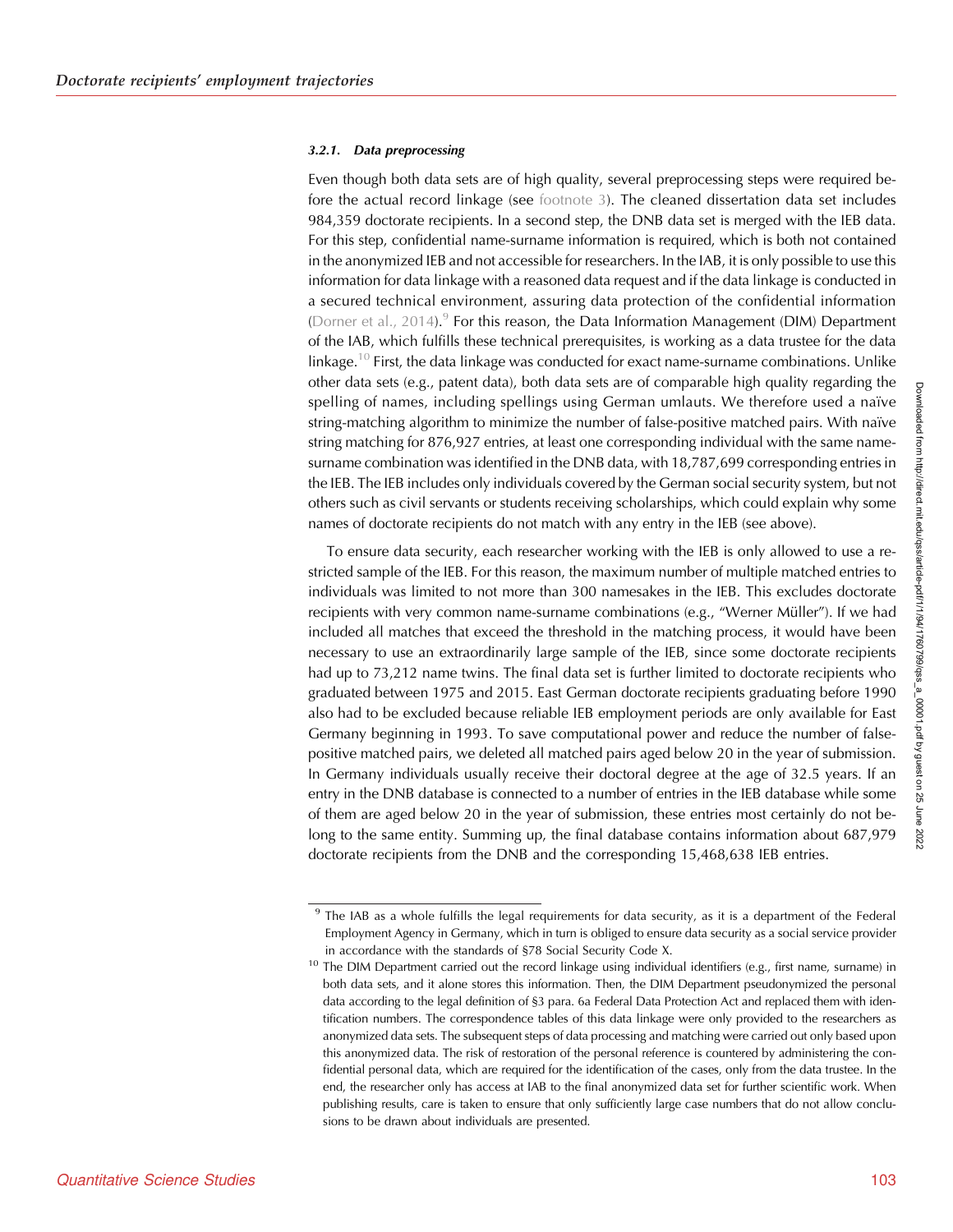#### 3.2.1. Data preprocessing

Even though both data sets are of high quality, several preprocessing steps were required before the actual record linkage (see footnote 3). The cleaned dissertation data set includes 984,359 doctorate recipients. In a second step, the DNB data set is merged with the IEB data. For this step, confidential name-surname information is required, which is both not contained in the anonymized IEB and not accessible for researchers. In the IAB, it is only possible to use this information for data linkage with a reasoned data request and if the data linkage is conducted in a secured technical environment, assuring data protection of the confidential information (Dorner et al., 2014).[9] For this reason, the Data Information Management (DIM) Department of the IAB, which fulfills these technical prerequisites, is working as a data trustee for the data linkage.[10] First, the data linkage was conducted for exact name-surname combinations. Unlike other data sets (e.g., patent data), both data sets are of comparable high quality regarding the spelling of names, including spellings using German umlauts. We therefore used a naïve string-matching algorithm to minimize the number of false-positive matched pairs. With naïve string matching for 876,927 entries, at least one corresponding individual with the same name-surname combination was identified in the DNB data, with 18,787,699 corresponding entries in the IEB. The IEB includes only individuals covered by the German social security system, but not others such as civil servants or students receiving scholarships, which could explain why some names of doctorate recipients do not match with any entry in the IEB (see above).

To ensure data security, each researcher working with the IEB is only allowed to use a restricted sample of the IEB. For this reason, the maximum number of multiple matched entries to individuals was limited to not more than 300 namesakes in the IEB. This excludes doctorate recipients with very common name-surname combinations (e.g., "Werner Müller"). If we had included all matches that exceed the threshold in the matching process, it would have been necessary to use an extraordinarily large sample of the IEB, since some doctorate recipients had up to 73,212 name twins. The final data set is further limited to doctorate recipients who graduated between 1975 and 2015. East German doctorate recipients graduating before 1990 also had to be excluded because reliable IEB employment periods are only available for East Germany beginning in 1993. To save computational power and reduce the number of false-positive matched pairs, we deleted all matched pairs aged below 20 in the year of submission. In Germany individuals usually receive their doctoral degree at the age of 32.5 years. If an entry in the DNB database is connected to a number of entries in the IEB database while some of them are aged below 20 in the year of submission, these entries most certainly do not belong to the same entity. Summing up, the final database contains information about 687,979 doctorate recipients from the DNB and the corresponding 15,468,638 IEB entries.

---

[9] The IAB as a whole fulfills the legal requirements for data security, as it is a department of the Federal Employment Agency in Germany, which in turn is obliged to ensure data security as a social service provider in accordance with the standards of §78 Social Security Code X.

[10] The DIM Department carried out the record linkage using individual identifiers (e.g., first name, surname) in both data sets, and it alone stores this information. Then, the DIM Department pseudonymized the personal data according to the legal definition of §3 para. 6a Federal Data Protection Act and replaced them with identification numbers. The correspondence tables of this data linkage were only provided to the researchers as anonymized data sets. The subsequent steps of data processing and matching were carried out only based upon this anonymized data. The risk of restoration of the personal reference is countered by administering the confidential personal data, which are required for the identification of the cases, only from the data trustee. In the end, the researcher only has access at IAB to the final anonymized data set for further scientific work. When publishing results, care is taken to ensure that only sufficiently large case numbers that do not allow conclusions to be drawn about individuals are presented.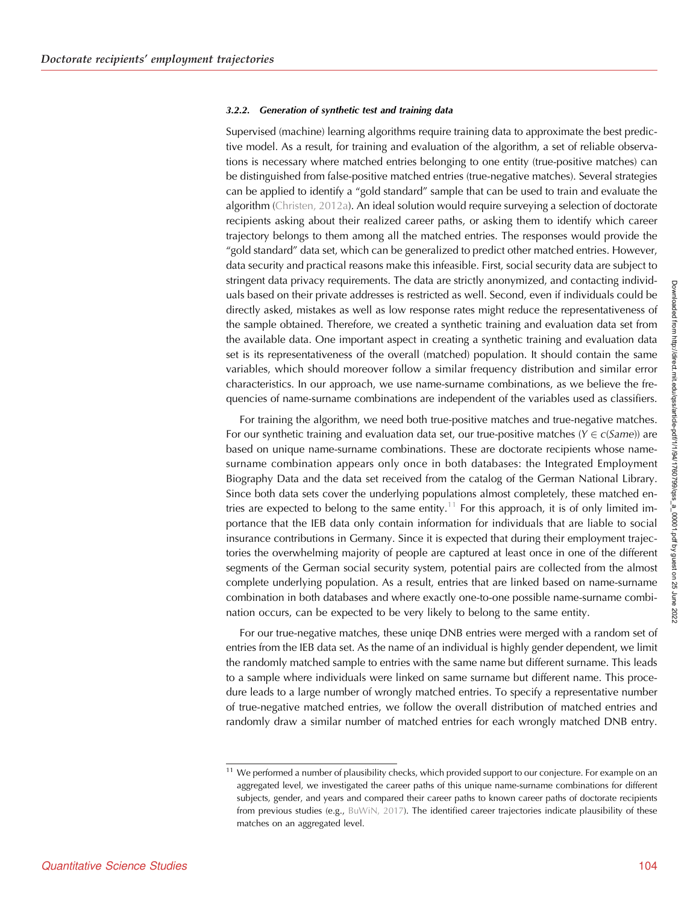#### 3.2.2. Generation of synthetic test and training data

Supervised (machine) learning algorithms require training data to approximate the best predictive model. As a result, for training and evaluation of the algorithm, a set of reliable observations is necessary where matched entries belonging to one entity (true-positive matches) can be distinguished from false-positive matched entries (true-negative matches). Several strategies can be applied to identify a "gold standard" sample that can be used to train and evaluate the algorithm (Christen, 2012a). An ideal solution would require surveying a selection of doctorate recipients asking about their realized career paths, or asking them to identify which career trajectory belongs to them among all the matched entries. The responses would provide the "gold standard" data set, which can be generalized to predict other matched entries. However, data security and practical reasons make this infeasible. First, social security data are subject to stringent data privacy requirements. The data are strictly anonymized, and contacting individuals based on their private addresses is restricted as well. Second, even if individuals could be directly asked, mistakes as well as low response rates might reduce the representativeness of the sample obtained. Therefore, we created a synthetic training and evaluation data set from the available data. One important aspect in creating a synthetic training and evaluation data set is its representativeness of the overall (matched) population. It should contain the same variables, which should moreover follow a similar frequency distribution and similar error characteristics. In our approach, we use name-surname combinations, as we believe the frequencies of name-surname combinations are independent of the variables used as classifiers.

For training the algorithm, we need both true-positive matches and true-negative matches. For our synthetic training and evaluation data set, our true-positive matches ($Y \in c(Same)$) are based on unique name-surname combinations. These are doctorate recipients whose name-surname combination appears only once in both databases: the Integrated Employment Biography Data and the data set received from the catalog of the German National Library. Since both data sets cover the underlying populations almost completely, these matched entries are expected to belong to the same entity.[11] For this approach, it is of only limited importance that the IEB data only contain information for individuals that are liable to social insurance contributions in Germany. Since it is expected that during their employment trajectories the overwhelming majority of people are captured at least once in one of the different segments of the German social security system, potential pairs are collected from the almost complete underlying population. As a result, entries that are linked based on name-surname combination in both databases and where exactly one-to-one possible name-surname combination occurs, can be expected to be very likely to belong to the same entity.

For our true-negative matches, these uniqe DNB entries were merged with a random set of entries from the IEB data set. As the name of an individual is highly gender dependent, we limit the randomly matched sample to entries with the same name but different surname. This leads to a sample where individuals were linked on same surname but different name. This procedure leads to a large number of wrongly matched entries. To specify a representative number of true-negative matched entries, we follow the overall distribution of matched entries and randomly draw a similar number of matched entries for each wrongly matched DNB entry.

[11] We performed a number of plausibility checks, which provided support to our conjecture. For example on an aggregated level, we investigated the career paths of this unique name-surname combinations for different subjects, gender, and years and compared their career paths to known career paths of doctorate recipients from previous studies (e.g., BuWiN, 2017). The identified career trajectories indicate plausibility of these matches on an aggregated level.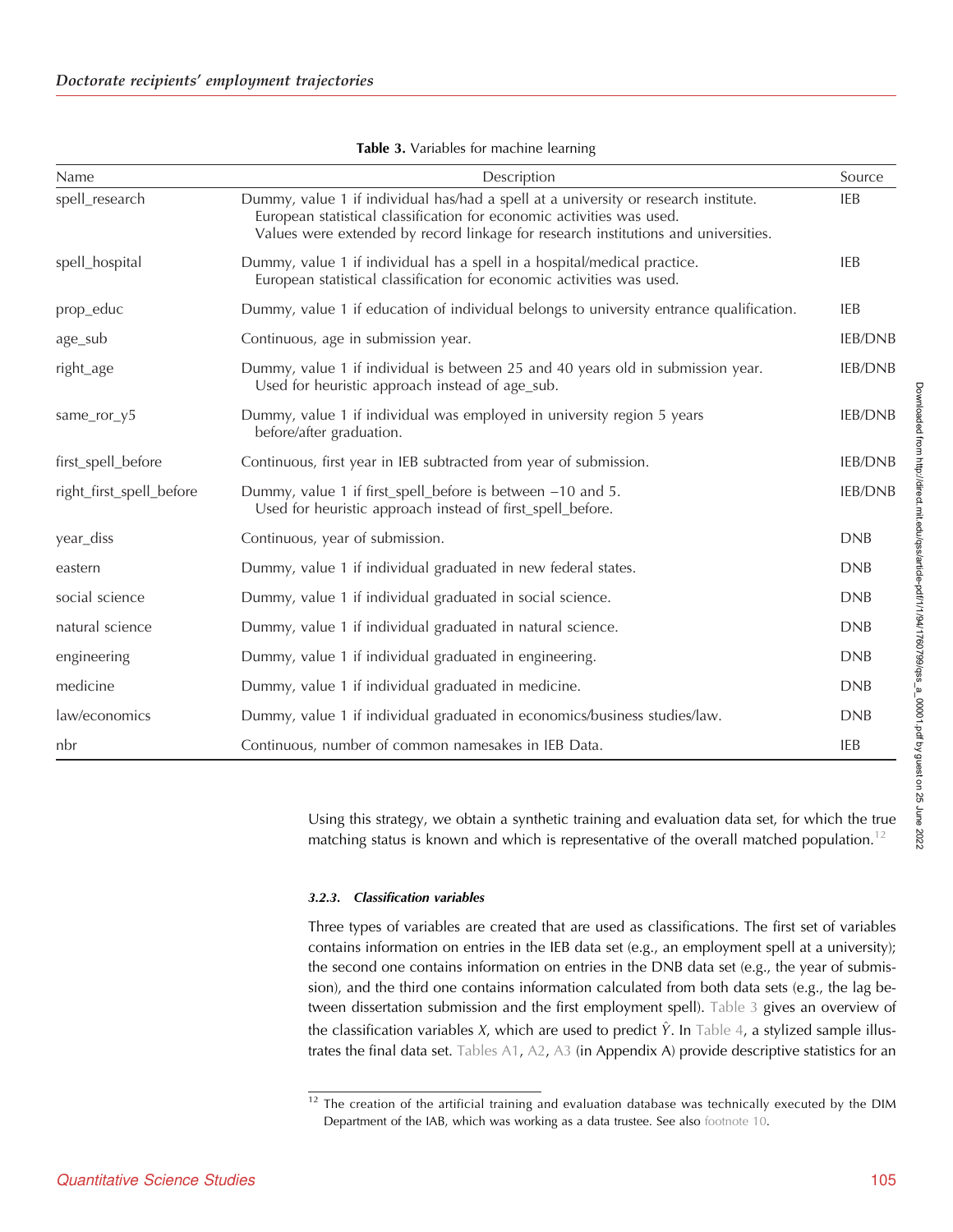**Table 3.** Variables for machine learning

| Name | Description | Source |
|---|---|---|
| spell_research | Dummy, value 1 if individual has/had a spell at a university or research institute. European statistical classification for economic activities was used. Values were extended by record linkage for research institutions and universities. | IEB |
| spell_hospital | Dummy, value 1 if individual has a spell in a hospital/medical practice. European statistical classification for economic activities was used. | IEB |
| prop_educ | Dummy, value 1 if education of individual belongs to university entrance qualification. | IEB |
| age_sub | Continuous, age in submission year. | IEB/DNB |
| right_age | Dummy, value 1 if individual is between 25 and 40 years old in submission year. Used for heuristic approach instead of age_sub. | IEB/DNB |
| same_ror_y5 | Dummy, value 1 if individual was employed in university region 5 years before/after graduation. | IEB/DNB |
| first_spell_before | Continuous, first year in IEB subtracted from year of submission. | IEB/DNB |
| right_first_spell_before | Dummy, value 1 if first_spell_before is between −10 and 5. Used for heuristic approach instead of first_spell_before. | IEB/DNB |
| year_diss | Continuous, year of submission. | DNB |
| eastern | Dummy, value 1 if individual graduated in new federal states. | DNB |
| social science | Dummy, value 1 if individual graduated in social science. | DNB |
| natural science | Dummy, value 1 if individual graduated in natural science. | DNB |
| engineering | Dummy, value 1 if individual graduated in engineering. | DNB |
| medicine | Dummy, value 1 if individual graduated in medicine. | DNB |
| law/economics | Dummy, value 1 if individual graduated in economics/business studies/law. | DNB |
| nbr | Continuous, number of common namesakes in IEB Data. | IEB |

Using this strategy, we obtain a synthetic training and evaluation data set, for which the true matching status is known and which is representative of the overall matched population.[12]

#### 3.2.3. Classification variables

Three types of variables are created that are used as classifications. The first set of variables contains information on entries in the IEB data set (e.g., an employment spell at a university); the second one contains information on entries in the DNB data set (e.g., the year of submission), and the third one contains information calculated from both data sets (e.g., the lag between dissertation submission and the first employment spell). Table 3 gives an overview of the classification variables $X$, which are used to predict $\hat{Y}$. In Table 4, a stylized sample illustrates the final data set. Tables A1, A2, A3 (in Appendix A) provide descriptive statistics for an

[12] The creation of the artificial training and evaluation database was technically executed by the DIM Department of the IAB, which was working as a data trustee. See also footnote 10.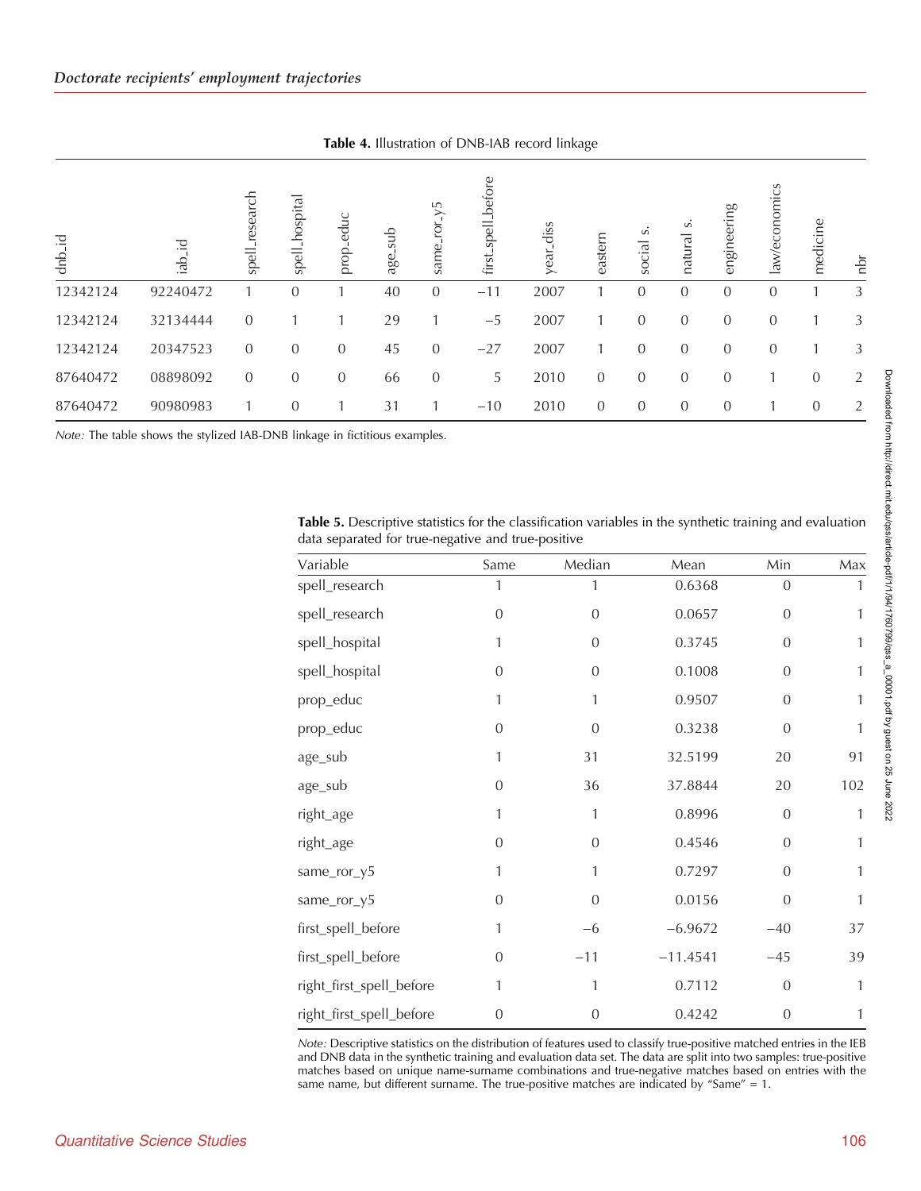**Table 4.** Illustration of DNB-IAB record linkage

| dnb_id | iab_id | spell_research | spell_hospital | prop_educ | age_sub | same_ror_y5 | first_spell_before | year_diss | eastern | social s. | natural s. | engineering | law/economics | medicine | nbr |
|---|---|---|---|---|---|---|---|---|---|---|---|---|---|---|---|
| 12342124 | 92240472 | 1 | 0 | 1 | 40 | 0 | −11 | 2007 | 1 | 0 | 0 | 0 | 0 | 1 | 3 |
| 12342124 | 32134444 | 0 | 1 | 1 | 29 | 1 | −5 | 2007 | 1 | 0 | 0 | 0 | 0 | 1 | 3 |
| 12342124 | 20347523 | 0 | 0 | 0 | 45 | 0 | −27 | 2007 | 1 | 0 | 0 | 0 | 0 | 1 | 3 |
| 87640472 | 08898092 | 0 | 0 | 0 | 66 | 0 | 5 | 2010 | 0 | 0 | 0 | 0 | 1 | 0 | 2 |
| 87640472 | 90980983 | 1 | 0 | 1 | 31 | 1 | −10 | 2010 | 0 | 0 | 0 | 0 | 1 | 0 | 2 |

*Note:* The table shows the stylized IAB-DNB linkage in fictitious examples.

**Table 5.** Descriptive statistics for the classification variables in the synthetic training and evaluation data separated for true-negative and true-positive

| Variable | Same | Median | Mean | Min | Max |
|---|---|---|---|---|---|
| spell_research | 1 | 1 | 0.6368 | 0 | 1 |
| spell_research | 0 | 0 | 0.0657 | 0 | 1 |
| spell_hospital | 1 | 0 | 0.3745 | 0 | 1 |
| spell_hospital | 0 | 0 | 0.1008 | 0 | 1 |
| prop_educ | 1 | 1 | 0.9507 | 0 | 1 |
| prop_educ | 0 | 0 | 0.3238 | 0 | 1 |
| age_sub | 1 | 31 | 32.5199 | 20 | 91 |
| age_sub | 0 | 36 | 37.8844 | 20 | 102 |
| right_age | 1 | 1 | 0.8996 | 0 | 1 |
| right_age | 0 | 0 | 0.4546 | 0 | 1 |
| same_ror_y5 | 1 | 1 | 0.7297 | 0 | 1 |
| same_ror_y5 | 0 | 0 | 0.0156 | 0 | 1 |
| first_spell_before | 1 | −6 | −6.9672 | −40 | 37 |
| first_spell_before | 0 | −11 | −11.4541 | −45 | 39 |
| right_first_spell_before | 1 | 1 | 0.7112 | 0 | 1 |
| right_first_spell_before | 0 | 0 | 0.4242 | 0 | 1 |

*Note:* Descriptive statistics on the distribution of features used to classify true-positive matched entries in the IEB and DNB data in the synthetic training and evaluation data set. The data are split into two samples: true-positive matches based on unique name-surname combinations and true-negative matches based on entries with the same name, but different surname. The true-positive matches are indicated by "Same" = 1.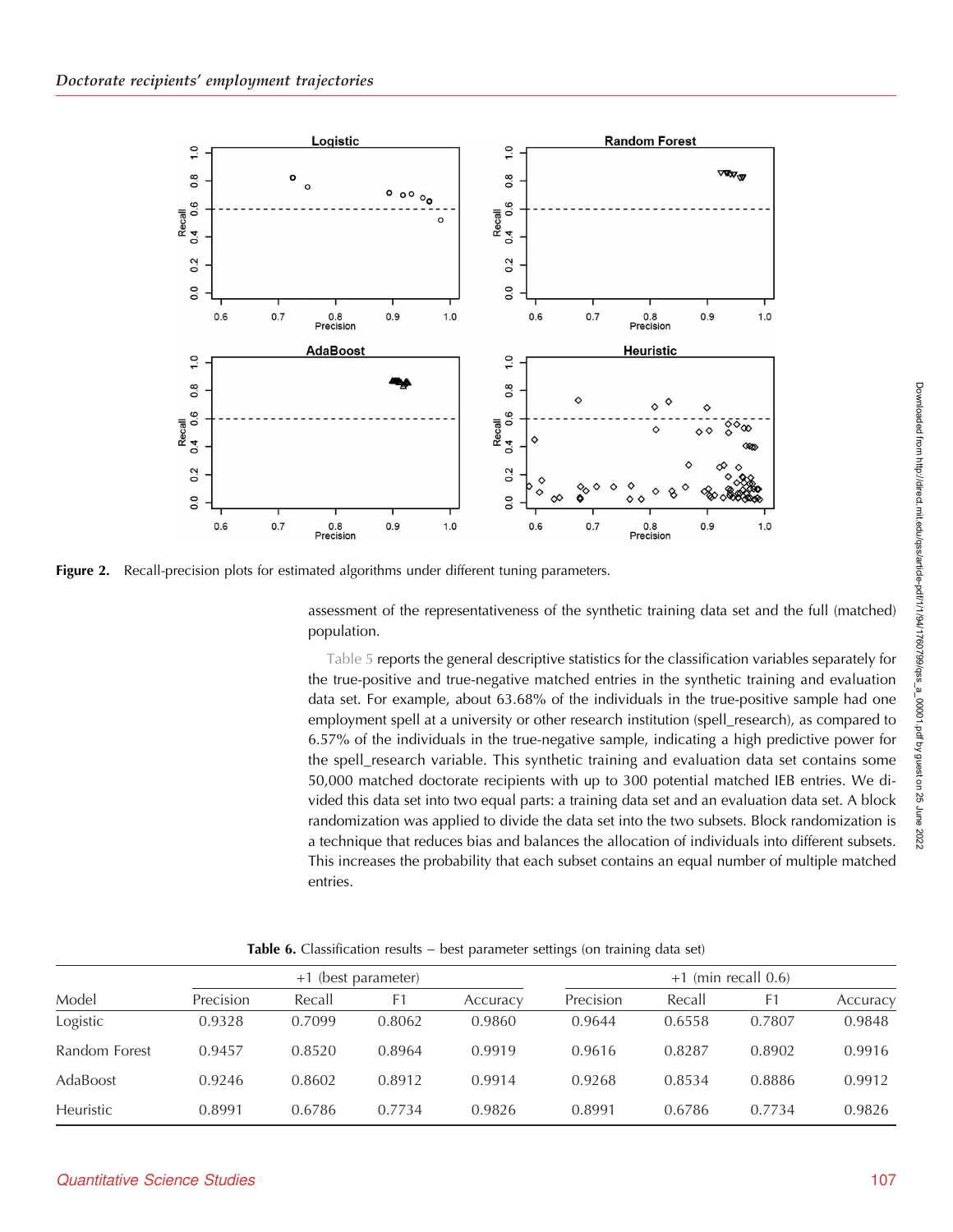Figure 2. Recall-precision plots for estimated algorithms under different tuning parameters.

assessment of the representativeness of the synthetic training data set and the full (matched) population.

Table 5 reports the general descriptive statistics for the classification variables separately for the true-positive and true-negative matched entries in the synthetic training and evaluation data set. For example, about 63.68% of the individuals in the true-positive sample had one employment spell at a university or other research institution (spell_research), as compared to 6.57% of the individuals in the true-negative sample, indicating a high predictive power for the spell_research variable. This synthetic training and evaluation data set contains some 50,000 matched doctorate recipients with up to 300 potential matched IEB entries. We divided this data set into two equal parts: a training data set and an evaluation data set. A block randomization was applied to divide the data set into the two subsets. Block randomization is a technique that reduces bias and balances the allocation of individuals into different subsets. This increases the probability that each subset contains an equal number of multiple matched entries.

**Table 6.** Classification results – best parameter settings (on training data set)

| | +1 (best parameter) | | | | +1 (min recall 0.6) | | | |
|---|---|---|---|---|---|---|---|---|
| Model | Precision | Recall | F1 | Accuracy | Precision | Recall | F1 | Accuracy |
| Logistic | 0.9328 | 0.7099 | 0.8062 | 0.9860 | 0.9644 | 0.6558 | 0.7807 | 0.9848 |
| Random Forest | 0.9457 | 0.8520 | 0.8964 | 0.9919 | 0.9616 | 0.8287 | 0.8902 | 0.9916 |
| AdaBoost | 0.9246 | 0.8602 | 0.8912 | 0.9914 | 0.9268 | 0.8534 | 0.8886 | 0.9912 |
| Heuristic | 0.8991 | 0.6786 | 0.7734 | 0.9826 | 0.8991 | 0.6786 | 0.7734 | 0.9826 |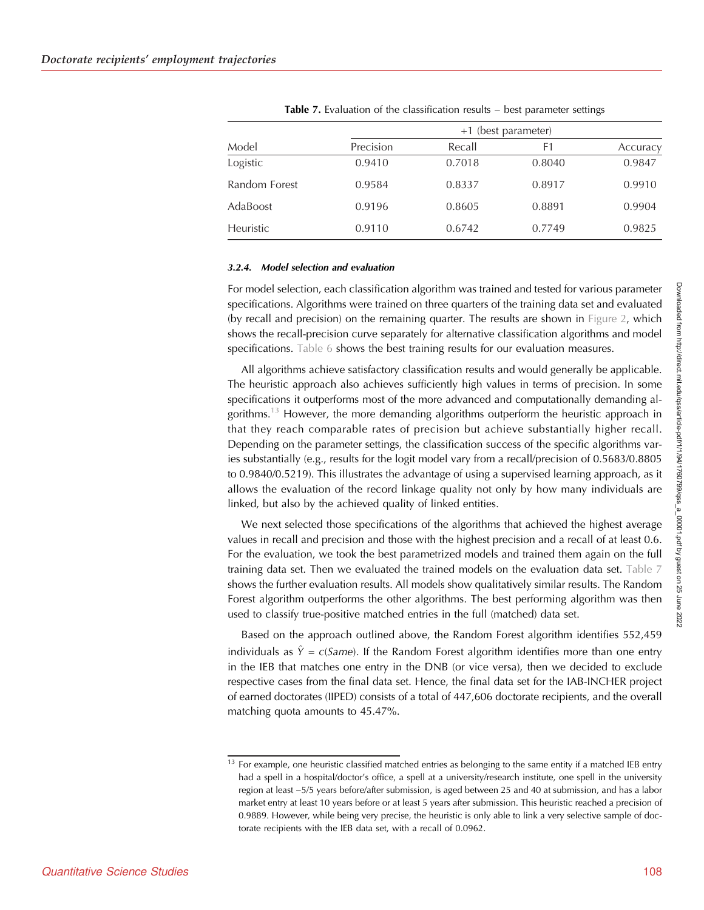**Table 7.** Evaluation of the classification results – best parameter settings

| Model | +1 (best parameter) | | | |
|---|---|---|---|---|
| | Precision | Recall | F1 | Accuracy |
| Logistic | 0.9410 | 0.7018 | 0.8040 | 0.9847 |
| Random Forest | 0.9584 | 0.8337 | 0.8917 | 0.9910 |
| AdaBoost | 0.9196 | 0.8605 | 0.8891 | 0.9904 |
| Heuristic | 0.9110 | 0.6742 | 0.7749 | 0.9825 |

#### 3.2.4. Model selection and evaluation

For model selection, each classification algorithm was trained and tested for various parameter specifications. Algorithms were trained on three quarters of the training data set and evaluated (by recall and precision) on the remaining quarter. The results are shown in Figure 2, which shows the recall-precision curve separately for alternative classification algorithms and model specifications. Table 6 shows the best training results for our evaluation measures.

All algorithms achieve satisfactory classification results and would generally be applicable. The heuristic approach also achieves sufficiently high values in terms of precision. In some specifications it outperforms most of the more advanced and computationally demanding algorithms.[13] However, the more demanding algorithms outperform the heuristic approach in that they reach comparable rates of precision but achieve substantially higher recall. Depending on the parameter settings, the classification success of the specific algorithms varies substantially (e.g., results for the logit model vary from a recall/precision of 0.5683/0.8805 to 0.9840/0.5219). This illustrates the advantage of using a supervised learning approach, as it allows the evaluation of the record linkage quality not only by how many individuals are linked, but also by the achieved quality of linked entities.

We next selected those specifications of the algorithms that achieved the highest average values in recall and precision and those with the highest precision and a recall of at least 0.6. For the evaluation, we took the best parametrized models and trained them again on the full training data set. Then we evaluated the trained models on the evaluation data set. Table 7 shows the further evaluation results. All models show qualitatively similar results. The Random Forest algorithm outperforms the other algorithms. The best performing algorithm was then used to classify true-positive matched entries in the full (matched) data set.

Based on the approach outlined above, the Random Forest algorithm identifies 552,459 individuals as $\hat{Y} = c(Same)$. If the Random Forest algorithm identifies more than one entry in the IEB that matches one entry in the DNB (or vice versa), then we decided to exclude respective cases from the final data set. Hence, the final data set for the IAB-INCHER project of earned doctorates (IIPED) consists of a total of 447,606 doctorate recipients, and the overall matching quota amounts to 45.47%.

---

[13] For example, one heuristic classified matched entries as belonging to the same entity if a matched IEB entry had a spell in a hospital/doctor's office, a spell at a university/research institute, one spell in the university region at least −5/5 years before/after submission, is aged between 25 and 40 at submission, and has a labor market entry at least 10 years before or at least 5 years after submission. This heuristic reached a precision of 0.9889. However, while being very precise, the heuristic is only able to link a very selective sample of doctorate recipients with the IEB data set, with a recall of 0.0962.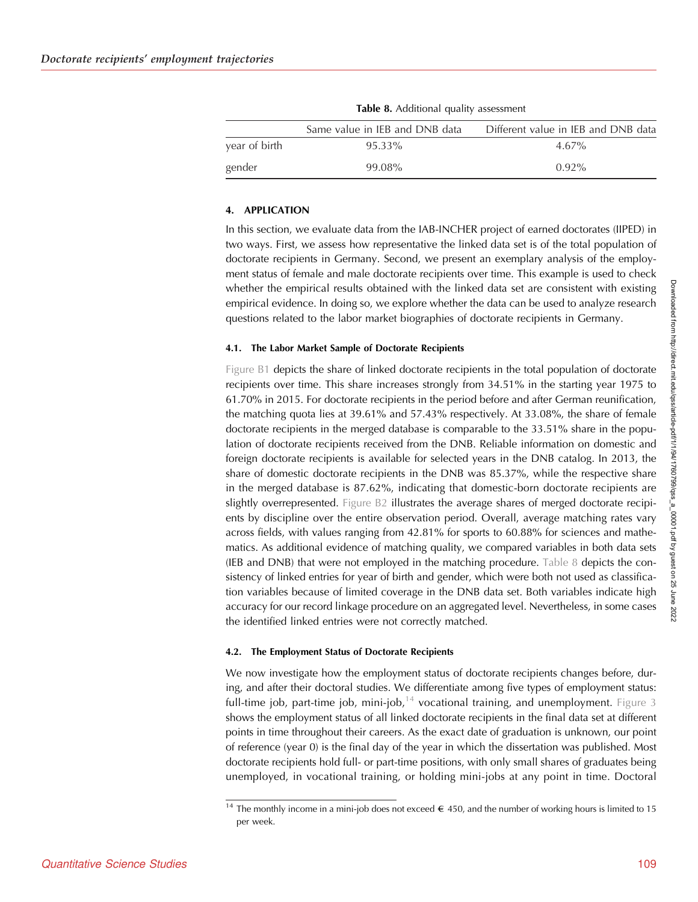**Table 8.** Additional quality assessment

| | Same value in IEB and DNB data | Different value in IEB and DNB data |
|---|---|---|
| year of birth | 95.33% | 4.67% |
| gender | 99.08% | 0.92% |

## 4. APPLICATION

In this section, we evaluate data from the IAB-INCHER project of earned doctorates (IIPED) in two ways. First, we assess how representative the linked data set is of the total population of doctorate recipients in Germany. Second, we present an exemplary analysis of the employment status of female and male doctorate recipients over time. This example is used to check whether the empirical results obtained with the linked data set are consistent with existing empirical evidence. In doing so, we explore whether the data can be used to analyze research questions related to the labor market biographies of doctorate recipients in Germany.

### 4.1. The Labor Market Sample of Doctorate Recipients

Figure B1 depicts the share of linked doctorate recipients in the total population of doctorate recipients over time. This share increases strongly from 34.51% in the starting year 1975 to 61.70% in 2015. For doctorate recipients in the period before and after German reunification, the matching quota lies at 39.61% and 57.43% respectively. At 33.08%, the share of female doctorate recipients in the merged database is comparable to the 33.51% share in the population of doctorate recipients received from the DNB. Reliable information on domestic and foreign doctorate recipients is available for selected years in the DNB catalog. In 2013, the share of domestic doctorate recipients in the DNB was 85.37%, while the respective share in the merged database is 87.62%, indicating that domestic-born doctorate recipients are slightly overrepresented. Figure B2 illustrates the average shares of merged doctorate recipients by discipline over the entire observation period. Overall, average matching rates vary across fields, with values ranging from 42.81% for sports to 60.88% for sciences and mathematics. As additional evidence of matching quality, we compared variables in both data sets (IEB and DNB) that were not employed in the matching procedure. Table 8 depicts the consistency of linked entries for year of birth and gender, which were both not used as classification variables because of limited coverage in the DNB data set. Both variables indicate high accuracy for our record linkage procedure on an aggregated level. Nevertheless, in some cases the identified linked entries were not correctly matched.

### 4.2. The Employment Status of Doctorate Recipients

We now investigate how the employment status of doctorate recipients changes before, during, and after their doctoral studies. We differentiate among five types of employment status: full-time job, part-time job, mini-job,[14] vocational training, and unemployment. Figure 3 shows the employment status of all linked doctorate recipients in the final data set at different points in time throughout their careers. As the exact date of graduation is unknown, our point of reference (year 0) is the final day of the year in which the dissertation was published. Most doctorate recipients hold full- or part-time positions, with only small shares of graduates being unemployed, in vocational training, or holding mini-jobs at any point in time. Doctoral

[14] The monthly income in a mini-job does not exceed € 450, and the number of working hours is limited to 15 per week.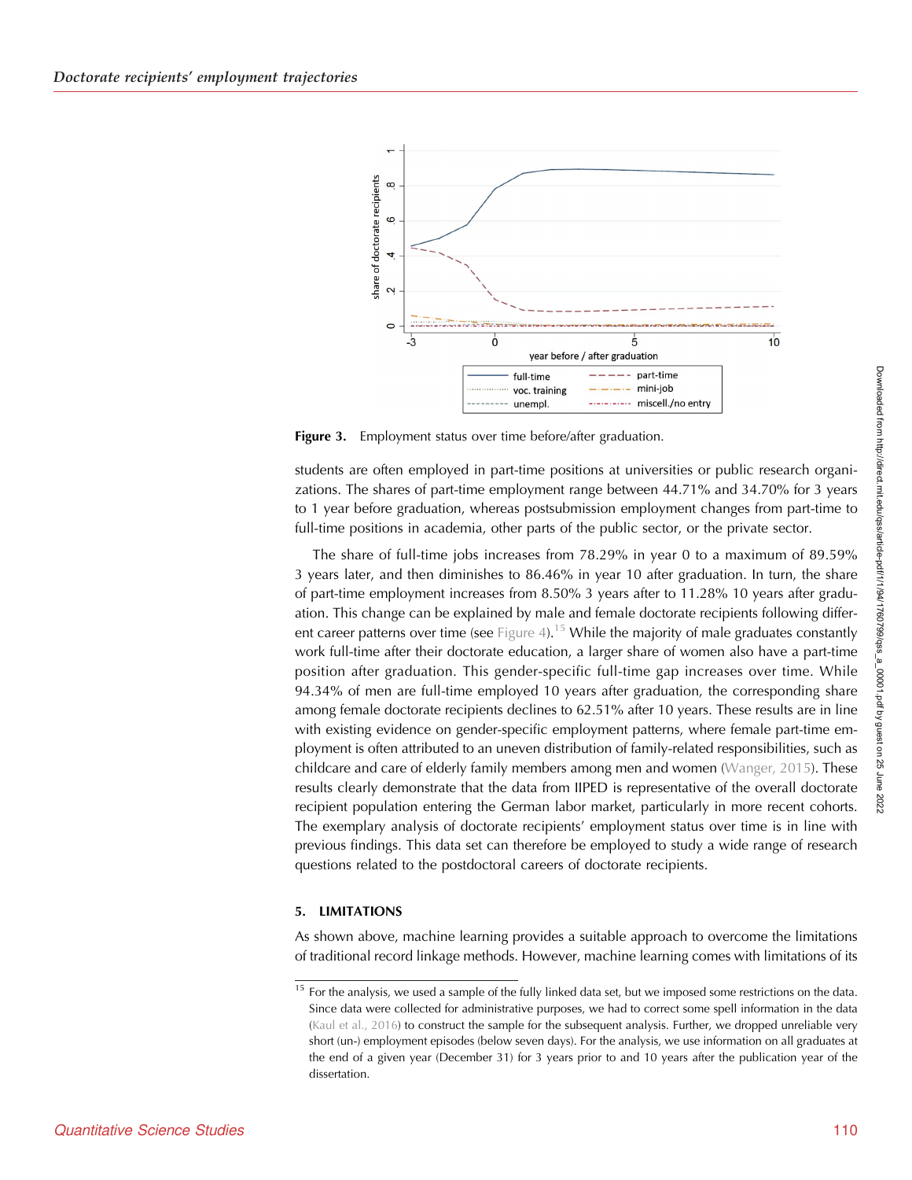**Figure 3.** Employment status over time before/after graduation.

students are often employed in part-time positions at universities or public research organizations. The shares of part-time employment range between 44.71% and 34.70% for 3 years to 1 year before graduation, whereas postsubmission employment changes from part-time to full-time positions in academia, other parts of the public sector, or the private sector.

The share of full-time jobs increases from 78.29% in year 0 to a maximum of 89.59% 3 years later, and then diminishes to 86.46% in year 10 after graduation. In turn, the share of part-time employment increases from 8.50% 3 years after to 11.28% 10 years after graduation. This change can be explained by male and female doctorate recipients following different career patterns over time (see Figure 4).[15] While the majority of male graduates constantly work full-time after their doctorate education, a larger share of women also have a part-time position after graduation. This gender-specific full-time gap increases over time. While 94.34% of men are full-time employed 10 years after graduation, the corresponding share among female doctorate recipients declines to 62.51% after 10 years. These results are in line with existing evidence on gender-specific employment patterns, where female part-time employment is often attributed to an uneven distribution of family-related responsibilities, such as childcare and care of elderly family members among men and women (Wanger, 2015). These results clearly demonstrate that the data from IIPED is representative of the overall doctorate recipient population entering the German labor market, particularly in more recent cohorts. The exemplary analysis of doctorate recipients' employment status over time is in line with previous findings. This data set can therefore be employed to study a wide range of research questions related to the postdoctoral careers of doctorate recipients.

## 5. LIMITATIONS

As shown above, machine learning provides a suitable approach to overcome the limitations of traditional record linkage methods. However, machine learning comes with limitations of its

[15] For the analysis, we used a sample of the fully linked data set, but we imposed some restrictions on the data. Since data were collected for administrative purposes, we had to correct some spell information in the data (Kaul et al., 2016) to construct the sample for the subsequent analysis. Further, we dropped unreliable very short (un-) employment episodes (below seven days). For the analysis, we use information on all graduates at the end of a given year (December 31) for 3 years prior to and 10 years after the publication year of the dissertation.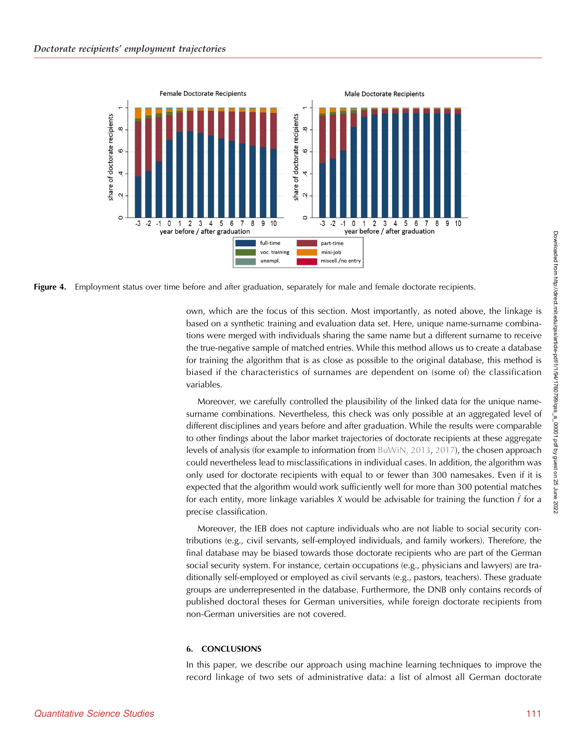**Figure 4.** Employment status over time before and after graduation, separately for male and female doctorate recipients.

own, which are the focus of this section. Most importantly, as noted above, the linkage is based on a synthetic training and evaluation data set. Here, unique name-surname combinations were merged with individuals sharing the same name but a different surname to receive the true-negative sample of matched entries. While this method allows us to create a database for training the algorithm that is as close as possible to the original database, this method is biased if the characteristics of surnames are dependent on (some of) the classification variables.

Moreover, we carefully controlled the plausibility of the linked data for the unique name-surname combinations. Nevertheless, this check was only possible at an aggregated level of different disciplines and years before and after graduation. While the results were comparable to other findings about the labor market trajectories of doctorate recipients at these aggregate levels of analysis (for example to information from BuWiN, 2013, 2017), the chosen approach could nevertheless lead to misclassifications in individual cases. In addition, the algorithm was only used for doctorate recipients with equal to or fewer than 300 namesakes. Even if it is expected that the algorithm would work sufficiently well for more than 300 potential matches for each entity, more linkage variables $X$ would be advisable for training the function $\hat{f}$ for a precise classification.

Moreover, the IEB does not capture individuals who are not liable to social security contributions (e.g., civil servants, self-employed individuals, and family workers). Therefore, the final database may be biased towards those doctorate recipients who are part of the German social security system. For instance, certain occupations (e.g., physicians and lawyers) are traditionally self-employed or employed as civil servants (e.g., pastors, teachers). These graduate groups are underrepresented in the database. Furthermore, the DNB only contains records of published doctoral theses for German universities, while foreign doctorate recipients from non-German universities are not covered.

## 6. CONCLUSIONS

In this paper, we describe our approach using machine learning techniques to improve the record linkage of two sets of administrative data: a list of almost all German doctorate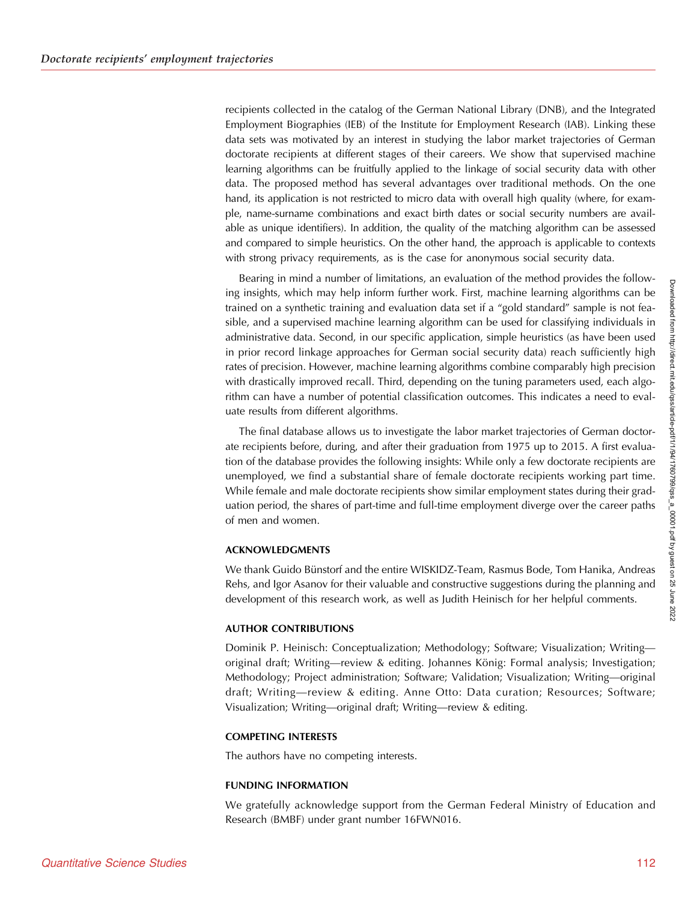recipients collected in the catalog of the German National Library (DNB), and the Integrated Employment Biographies (IEB) of the Institute for Employment Research (IAB). Linking these data sets was motivated by an interest in studying the labor market trajectories of German doctorate recipients at different stages of their careers. We show that supervised machine learning algorithms can be fruitfully applied to the linkage of social security data with other data. The proposed method has several advantages over traditional methods. On the one hand, its application is not restricted to micro data with overall high quality (where, for example, name-surname combinations and exact birth dates or social security numbers are available as unique identifiers). In addition, the quality of the matching algorithm can be assessed and compared to simple heuristics. On the other hand, the approach is applicable to contexts with strong privacy requirements, as is the case for anonymous social security data.

Bearing in mind a number of limitations, an evaluation of the method provides the following insights, which may help inform further work. First, machine learning algorithms can be trained on a synthetic training and evaluation data set if a "gold standard" sample is not feasible, and a supervised machine learning algorithm can be used for classifying individuals in administrative data. Second, in our specific application, simple heuristics (as have been used in prior record linkage approaches for German social security data) reach sufficiently high rates of precision. However, machine learning algorithms combine comparably high precision with drastically improved recall. Third, depending on the tuning parameters used, each algorithm can have a number of potential classification outcomes. This indicates a need to evaluate results from different algorithms.

The final database allows us to investigate the labor market trajectories of German doctorate recipients before, during, and after their graduation from 1975 up to 2015. A first evaluation of the database provides the following insights: While only a few doctorate recipients are unemployed, we find a substantial share of female doctorate recipients working part time. While female and male doctorate recipients show similar employment states during their graduation period, the shares of part-time and full-time employment diverge over the career paths of men and women.

## ACKNOWLEDGMENTS

We thank Guido Bünstorf and the entire WISKIDZ-Team, Rasmus Bode, Tom Hanika, Andreas Rehs, and Igor Asanov for their valuable and constructive suggestions during the planning and development of this research work, as well as Judith Heinisch for her helpful comments.

## AUTHOR CONTRIBUTIONS

Dominik P. Heinisch: Conceptualization; Methodology; Software; Visualization; Writing—original draft; Writing—review & editing. Johannes König: Formal analysis; Investigation; Methodology; Project administration; Software; Validation; Visualization; Writing—original draft; Writing—review & editing. Anne Otto: Data curation; Resources; Software; Visualization; Writing—original draft; Writing—review & editing.

## COMPETING INTERESTS

The authors have no competing interests.

## FUNDING INFORMATION

We gratefully acknowledge support from the German Federal Ministry of Education and Research (BMBF) under grant number 16FWN016.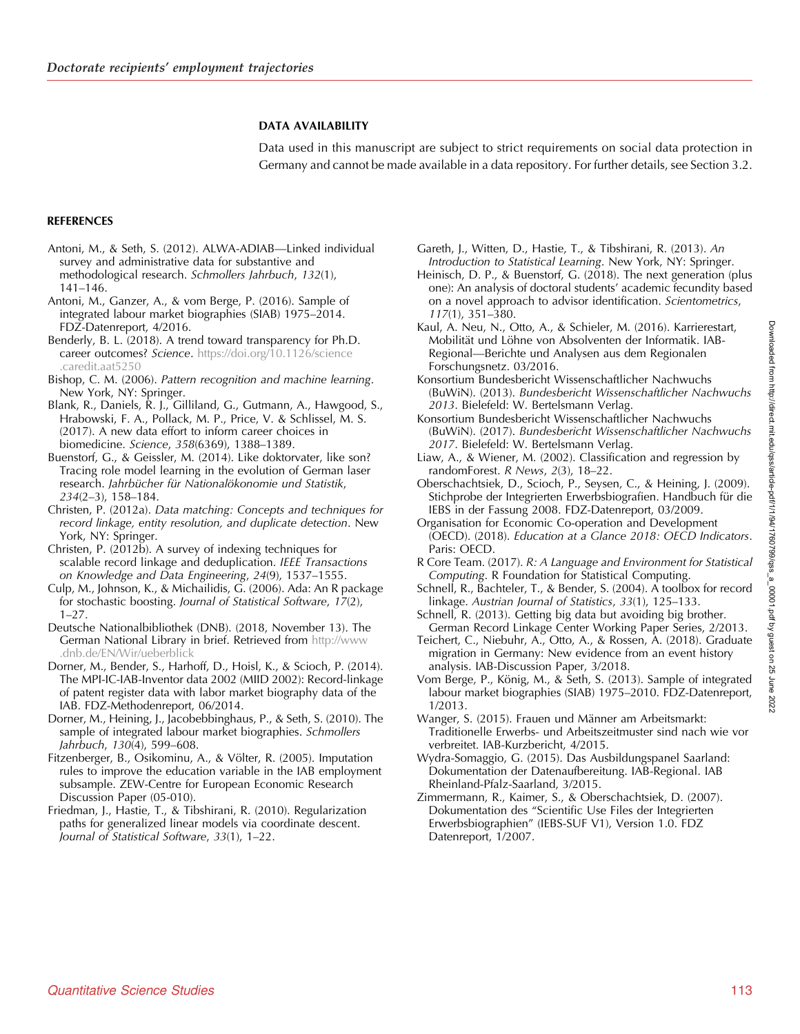## DATA AVAILABILITY

Data used in this manuscript are subject to strict requirements on social data protection in Germany and cannot be made available in a data repository. For further details, see Section 3.2.

## REFERENCES

Antoni, M., & Seth, S. (2012). ALWA-ADIAB—Linked individual survey and administrative data for substantive and methodological research. *Schmollers Jahrbuch*, *132*(1), 141–146.

Antoni, M., Ganzer, A., & vom Berge, P. (2016). Sample of integrated labour market biographies (SIAB) 1975–2014. FDZ-Datenreport, 4/2016.

Benderly, B. L. (2018). A trend toward transparency for Ph.D. career outcomes? *Science*. https://doi.org/10.1126/science.caredit.aat5250

Bishop, C. M. (2006). *Pattern recognition and machine learning*. New York, NY: Springer.

Blank, R., Daniels, R. J., Gilliland, G., Gutmann, A., Hawgood, S., Hrabowski, F. A., Pollack, M. P., Price, V. & Schlissel, M. S. (2017). A new data effort to inform career choices in biomedicine. *Science*, *358*(6369), 1388–1389.

Buenstorf, G., & Geissler, M. (2014). Like doktorvater, like son? Tracing role model learning in the evolution of German laser research. *Jahrbücher für Nationalökonomie und Statistik*, *234*(2–3), 158–184.

Christen, P. (2012a). *Data matching: Concepts and techniques for record linkage, entity resolution, and duplicate detection*. New York, NY: Springer.

Christen, P. (2012b). A survey of indexing techniques for scalable record linkage and deduplication. *IEEE Transactions on Knowledge and Data Engineering*, *24*(9), 1537–1555.

Culp, M., Johnson, K., & Michailidis, G. (2006). Ada: An R package for stochastic boosting. *Journal of Statistical Software*, *17*(2), 1–27.

Deutsche Nationalbibliothek (DNB). (2018, November 13). The German National Library in brief. Retrieved from http://www.dnb.de/EN/Wir/ueberblick

Dorner, M., Bender, S., Harhoff, D., Hoisl, K., & Scioch, P. (2014). The MPI-IC-IAB-Inventor data 2002 (MIID 2002): Record-linkage of patent register data with labor market biography data of the IAB. FDZ-Methodenreport, 06/2014.

Dorner, M., Heining, J., Jacobebbinghaus, P., & Seth, S. (2010). The sample of integrated labour market biographies. *Schmollers Jahrbuch*, *130*(4), 599–608.

Fitzenberger, B., Osikominu, A., & Völter, R. (2005). Imputation rules to improve the education variable in the IAB employment subsample. ZEW-Centre for European Economic Research Discussion Paper (05-010).

Friedman, J., Hastie, T., & Tibshirani, R. (2010). Regularization paths for generalized linear models via coordinate descent. *Journal of Statistical Software*, *33*(1), 1–22.

Gareth, J., Witten, D., Hastie, T., & Tibshirani, R. (2013). *An Introduction to Statistical Learning*. New York, NY: Springer.

Heinisch, D. P., & Buenstorf, G. (2018). The next generation (plus one): An analysis of doctoral students' academic fecundity based on a novel approach to advisor identification. *Scientometrics*, *117*(1), 351–380.

Kaul, A. Neu, N., Otto, A., & Schieler, M. (2016). Karrierestart, Mobilität und Löhne von Absolventen der Informatik. IAB-Regional—Berichte und Analysen aus dem Regionalen Forschungsnetz. 03/2016.

Konsortium Bundesbericht Wissenschaftlicher Nachwuchs (BuWiN). (2013). *Bundesbericht Wissenschaftlicher Nachwuchs 2013*. Bielefeld: W. Bertelsmann Verlag.

Konsortium Bundesbericht Wissenschaftlicher Nachwuchs (BuWiN). (2017). *Bundesbericht Wissenschaftlicher Nachwuchs 2017*. Bielefeld: W. Bertelsmann Verlag.

Liaw, A., & Wiener, M. (2002). Classification and regression by randomForest. *R News*, *2*(3), 18–22.

Oberschachtsiek, D., Scioch, P., Seysen, C., & Heining, J. (2009). Stichprobe der Integrierten Erwerbsbiografien. Handbuch für die IEBS in der Fassung 2008. FDZ-Datenreport, 03/2009.

Organisation for Economic Co-operation and Development (OECD). (2018). *Education at a Glance 2018: OECD Indicators*. Paris: OECD.

R Core Team. (2017). *R: A Language and Environment for Statistical Computing*. R Foundation for Statistical Computing.

Schnell, R., Bachteler, T., & Bender, S. (2004). A toolbox for record linkage. *Austrian Journal of Statistics*, *33*(1), 125–133.

Schnell, R. (2013). Getting big data but avoiding big brother. German Record Linkage Center Working Paper Series, 2/2013.

Teichert, C., Niebuhr, A., Otto, A., & Rossen, A. (2018). Graduate migration in Germany: New evidence from an event history analysis. IAB-Discussion Paper, 3/2018.

Vom Berge, P., König, M., & Seth, S. (2013). Sample of integrated labour market biographies (SIAB) 1975–2010. FDZ-Datenreport, 1/2013.

Wanger, S. (2015). Frauen und Männer am Arbeitsmarkt: Traditionelle Erwerbs- und Arbeitszeitmuster sind nach wie vor verbreitet. IAB-Kurzbericht, 4/2015.

Wydra-Somaggio, G. (2015). Das Ausbildungspanel Saarland: Dokumentation der Datenaufbereitung. IAB-Regional. IAB Rheinland-Pfalz-Saarland, 3/2015.

Zimmermann, R., Kaimer, S., & Oberschachtsiek, D. (2007). Dokumentation des "Scientific Use Files der Integrierten Erwerbsbiographien" (IEBS-SUF V1), Version 1.0. FDZ Datenreport, 1/2007.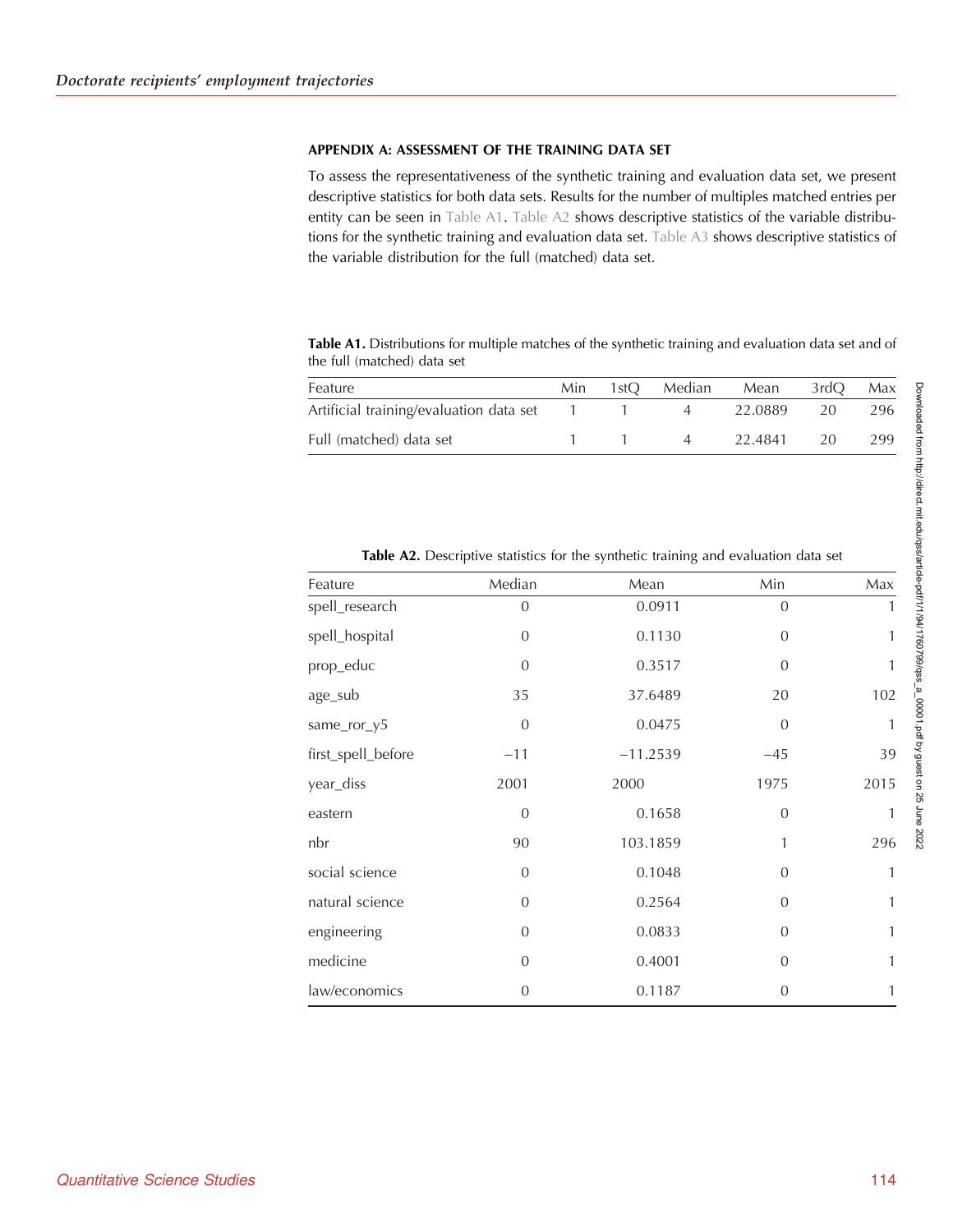## APPENDIX A: ASSESSMENT OF THE TRAINING DATA SET

To assess the representativeness of the synthetic training and evaluation data set, we present descriptive statistics for both data sets. Results for the number of multiples matched entries per entity can be seen in Table A1. Table A2 shows descriptive statistics of the variable distributions for the synthetic training and evaluation data set. Table A3 shows descriptive statistics of the variable distribution for the full (matched) data set.

**Table A1.** Distributions for multiple matches of the synthetic training and evaluation data set and of the full (matched) data set

| Feature | Min | 1stQ | Median | Mean | 3rdQ | Max |
|---|---|---|---|---|---|---|
| Artificial training/evaluation data set | 1 | 1 | 4 | 22.0889 | 20 | 296 |
| Full (matched) data set | 1 | 1 | 4 | 22.4841 | 20 | 299 |

**Table A2.** Descriptive statistics for the synthetic training and evaluation data set

| Feature | Median | Mean | Min | Max |
|---|---|---|---|---|
| spell_research | 0 | 0.0911 | 0 | 1 |
| spell_hospital | 0 | 0.1130 | 0 | 1 |
| prop_educ | 0 | 0.3517 | 0 | 1 |
| age_sub | 35 | 37.6489 | 20 | 102 |
| same_ror_y5 | 0 | 0.0475 | 0 | 1 |
| first_spell_before | −11 | −11.2539 | −45 | 39 |
| year_diss | 2001 | 2000 | 1975 | 2015 |
| eastern | 0 | 0.1658 | 0 | 1 |
| nbr | 90 | 103.1859 | 1 | 296 |
| social science | 0 | 0.1048 | 0 | 1 |
| natural science | 0 | 0.2564 | 0 | 1 |
| engineering | 0 | 0.0833 | 0 | 1 |
| medicine | 0 | 0.4001 | 0 | 1 |
| law/economics | 0 | 0.1187 | 0 | 1 |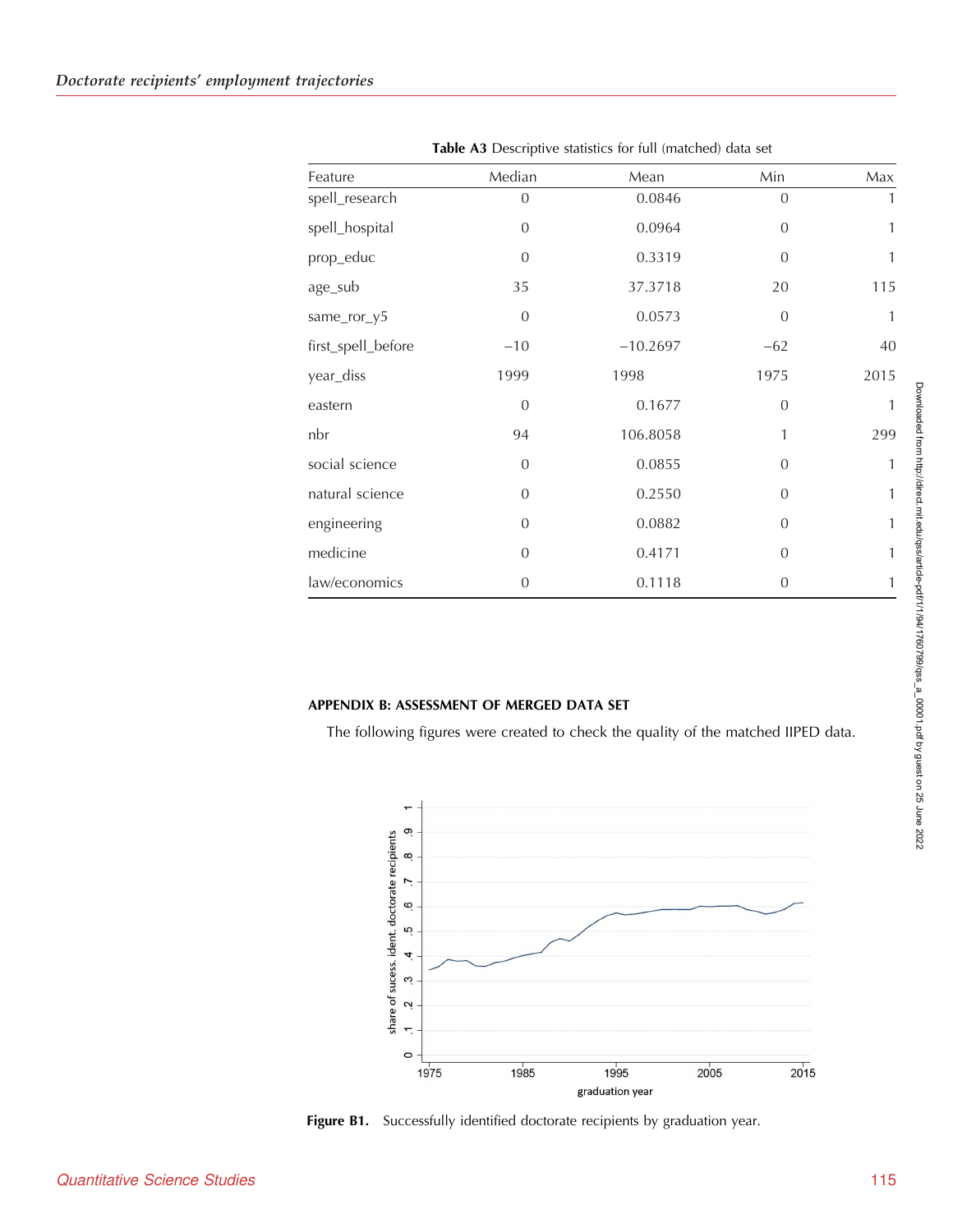**Table A3** Descriptive statistics for full (matched) data set

| Feature | Median | Mean | Min | Max |
|---|---|---|---|---|
| spell_research | 0 | 0.0846 | 0 | 1 |
| spell_hospital | 0 | 0.0964 | 0 | 1 |
| prop_educ | 0 | 0.3319 | 0 | 1 |
| age_sub | 35 | 37.3718 | 20 | 115 |
| same_ror_y5 | 0 | 0.0573 | 0 | 1 |
| first_spell_before | −10 | −10.2697 | −62 | 40 |
| year_diss | 1999 | 1998 | 1975 | 2015 |
| eastern | 0 | 0.1677 | 0 | 1 |
| nbr | 94 | 106.8058 | 1 | 299 |
| social science | 0 | 0.0855 | 0 | 1 |
| natural science | 0 | 0.2550 | 0 | 1 |
| engineering | 0 | 0.0882 | 0 | 1 |
| medicine | 0 | 0.4171 | 0 | 1 |
| law/economics | 0 | 0.1118 | 0 | 1 |

## APPENDIX B: ASSESSMENT OF MERGED DATA SET

The following figures were created to check the quality of the matched IIPED data.

**Figure B1.** Successfully identified doctorate recipients by graduation year.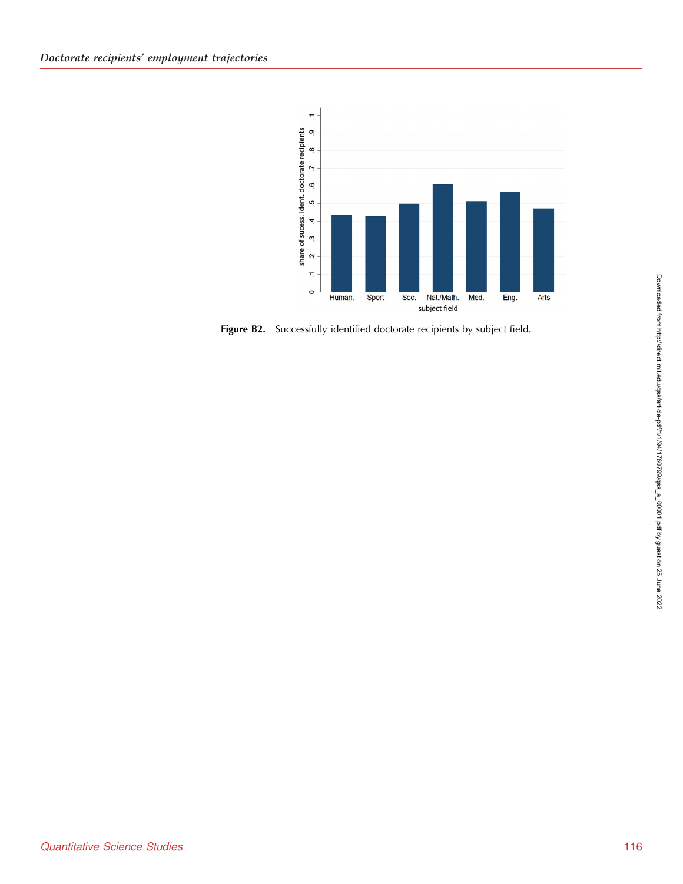share of sucess. ident. doctorate recipients

0
.1
.2
.3
.4
.5
.6
.7
.8
.9
1

Human.
Sport
Soc.
Nat./Math.
Med.
Eng.
Arts

subject field

**Figure B2.** Successfully identified doctorate recipients by subject field.